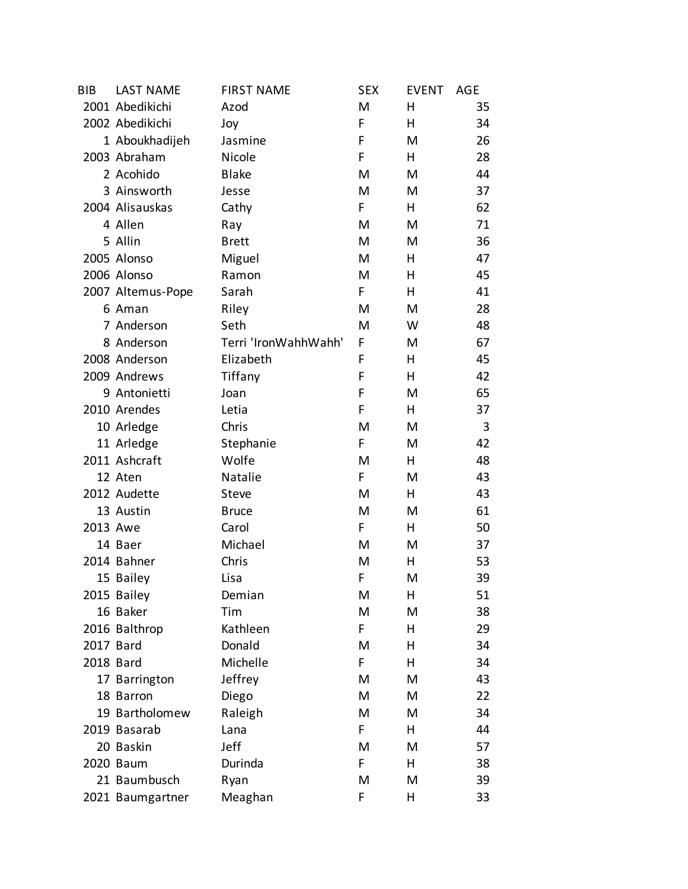| BIB | LAST NAME | FIRST NAME | SEX | EVENT | AGE |
|---|---|---|---|---|---|
| 2001 | Abedikichi | Azod | M | H | 35 |
| 2002 | Abedikichi | Joy | F | H | 34 |
| 1 | Aboukhadijeh | Jasmine | F | M | 26 |
| 2003 | Abraham | Nicole | F | H | 28 |
| 2 | Acohido | Blake | M | M | 44 |
| 3 | Ainsworth | Jesse | M | M | 37 |
| 2004 | Alisauskas | Cathy | F | H | 62 |
| 4 | Allen | Ray | M | M | 71 |
| 5 | Allin | Brett | M | M | 36 |
| 2005 | Alonso | Miguel | M | H | 47 |
| 2006 | Alonso | Ramon | M | H | 45 |
| 2007 | Altemus-Pope | Sarah | F | H | 41 |
| 6 | Aman | Riley | M | M | 28 |
| 7 | Anderson | Seth | M | W | 48 |
| 8 | Anderson | Terri 'IronWahhWahh' | F | M | 67 |
| 2008 | Anderson | Elizabeth | F | H | 45 |
| 2009 | Andrews | Tiffany | F | H | 42 |
| 9 | Antonietti | Joan | F | M | 65 |
| 2010 | Arendes | Letia | F | H | 37 |
| 10 | Arledge | Chris | M | M | 3 |
| 11 | Arledge | Stephanie | F | M | 42 |
| 2011 | Ashcraft | Wolfe | M | H | 48 |
| 12 | Aten | Natalie | F | M | 43 |
| 2012 | Audette | Steve | M | H | 43 |
| 13 | Austin | Bruce | M | M | 61 |
| 2013 | Awe | Carol | F | H | 50 |
| 14 | Baer | Michael | M | M | 37 |
| 2014 | Bahner | Chris | M | H | 53 |
| 15 | Bailey | Lisa | F | M | 39 |
| 2015 | Bailey | Demian | M | H | 51 |
| 16 | Baker | Tim | M | M | 38 |
| 2016 | Balthrop | Kathleen | F | H | 29 |
| 2017 | Bard | Donald | M | H | 34 |
| 2018 | Bard | Michelle | F | H | 34 |
| 17 | Barrington | Jeffrey | M | M | 43 |
| 18 | Barron | Diego | M | M | 22 |
| 19 | Bartholomew | Raleigh | M | M | 34 |
| 2019 | Basarab | Lana | F | H | 44 |
| 20 | Baskin | Jeff | M | M | 57 |
| 2020 | Baum | Durinda | F | H | 38 |
| 21 | Baumbusch | Ryan | M | M | 39 |
| 2021 | Baumgartner | Meaghan | F | H | 33 |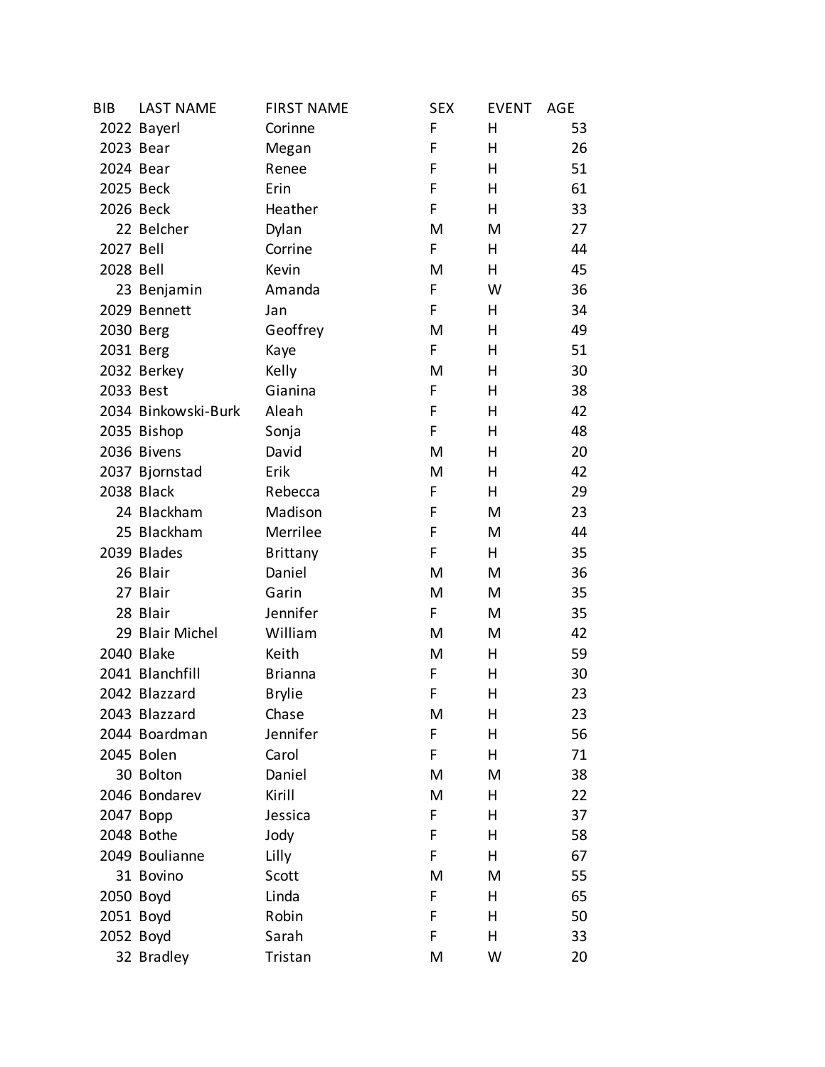| BIB | LAST NAME | FIRST NAME | SEX | EVENT | AGE |
|---|---|---|---|---|---|
| 2022 | Bayerl | Corinne | F | H | 53 |
| 2023 | Bear | Megan | F | H | 26 |
| 2024 | Bear | Renee | F | H | 51 |
| 2025 | Beck | Erin | F | H | 61 |
| 2026 | Beck | Heather | F | H | 33 |
| 22 | Belcher | Dylan | M | M | 27 |
| 2027 | Bell | Corrine | F | H | 44 |
| 2028 | Bell | Kevin | M | H | 45 |
| 23 | Benjamin | Amanda | F | W | 36 |
| 2029 | Bennett | Jan | F | H | 34 |
| 2030 | Berg | Geoffrey | M | H | 49 |
| 2031 | Berg | Kaye | F | H | 51 |
| 2032 | Berkey | Kelly | M | H | 30 |
| 2033 | Best | Gianina | F | H | 38 |
| 2034 | Binkowski-Burk | Aleah | F | H | 42 |
| 2035 | Bishop | Sonja | F | H | 48 |
| 2036 | Bivens | David | M | H | 20 |
| 2037 | Bjornstad | Erik | M | H | 42 |
| 2038 | Black | Rebecca | F | H | 29 |
| 24 | Blackham | Madison | F | M | 23 |
| 25 | Blackham | Merrilee | F | M | 44 |
| 2039 | Blades | Brittany | F | H | 35 |
| 26 | Blair | Daniel | M | M | 36 |
| 27 | Blair | Garin | M | M | 35 |
| 28 | Blair | Jennifer | F | M | 35 |
| 29 | Blair Michel | William | M | M | 42 |
| 2040 | Blake | Keith | M | H | 59 |
| 2041 | Blanchfill | Brianna | F | H | 30 |
| 2042 | Blazzard | Brylie | F | H | 23 |
| 2043 | Blazzard | Chase | M | H | 23 |
| 2044 | Boardman | Jennifer | F | H | 56 |
| 2045 | Bolen | Carol | F | H | 71 |
| 30 | Bolton | Daniel | M | M | 38 |
| 2046 | Bondarev | Kirill | M | H | 22 |
| 2047 | Bopp | Jessica | F | H | 37 |
| 2048 | Bothe | Jody | F | H | 58 |
| 2049 | Boulianne | Lilly | F | H | 67 |
| 31 | Bovino | Scott | M | M | 55 |
| 2050 | Boyd | Linda | F | H | 65 |
| 2051 | Boyd | Robin | F | H | 50 |
| 2052 | Boyd | Sarah | F | H | 33 |
| 32 | Bradley | Tristan | M | W | 20 |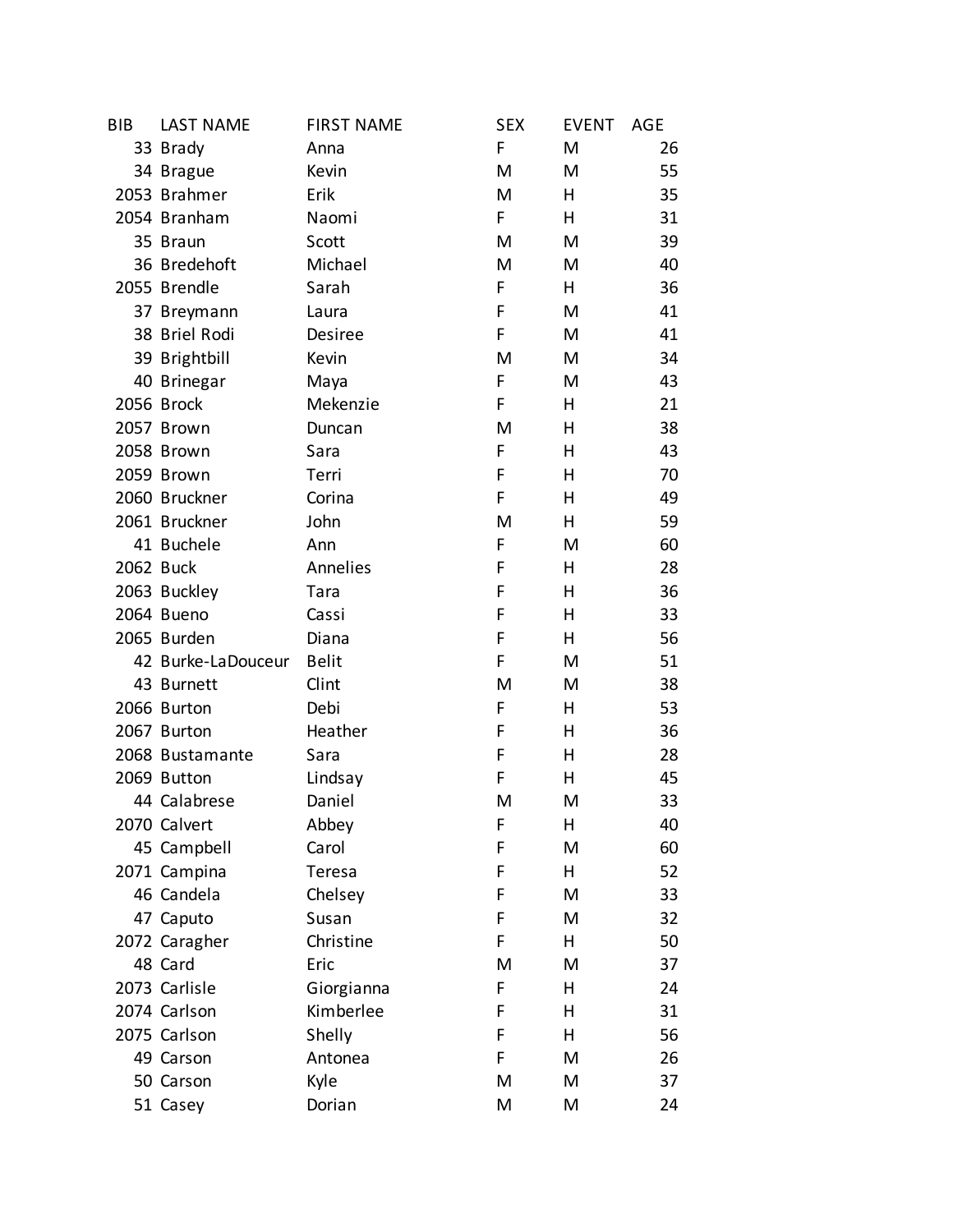| BIB | LAST NAME | FIRST NAME | SEX | EVENT | AGE |
|---|---|---|---|---|---|
| 33 | Brady | Anna | F | M | 26 |
| 34 | Brague | Kevin | M | M | 55 |
| 2053 | Brahmer | Erik | M | H | 35 |
| 2054 | Branham | Naomi | F | H | 31 |
| 35 | Braun | Scott | M | M | 39 |
| 36 | Bredehoft | Michael | M | M | 40 |
| 2055 | Brendle | Sarah | F | H | 36 |
| 37 | Breymann | Laura | F | M | 41 |
| 38 | Briel Rodi | Desiree | F | M | 41 |
| 39 | Brightbill | Kevin | M | M | 34 |
| 40 | Brinegar | Maya | F | M | 43 |
| 2056 | Brock | Mekenzie | F | H | 21 |
| 2057 | Brown | Duncan | M | H | 38 |
| 2058 | Brown | Sara | F | H | 43 |
| 2059 | Brown | Terri | F | H | 70 |
| 2060 | Bruckner | Corina | F | H | 49 |
| 2061 | Bruckner | John | M | H | 59 |
| 41 | Buchele | Ann | F | M | 60 |
| 2062 | Buck | Annelies | F | H | 28 |
| 2063 | Buckley | Tara | F | H | 36 |
| 2064 | Bueno | Cassi | F | H | 33 |
| 2065 | Burden | Diana | F | H | 56 |
| 42 | Burke-LaDouceur | Belit | F | M | 51 |
| 43 | Burnett | Clint | M | M | 38 |
| 2066 | Burton | Debi | F | H | 53 |
| 2067 | Burton | Heather | F | H | 36 |
| 2068 | Bustamante | Sara | F | H | 28 |
| 2069 | Button | Lindsay | F | H | 45 |
| 44 | Calabrese | Daniel | M | M | 33 |
| 2070 | Calvert | Abbey | F | H | 40 |
| 45 | Campbell | Carol | F | M | 60 |
| 2071 | Campina | Teresa | F | H | 52 |
| 46 | Candela | Chelsey | F | M | 33 |
| 47 | Caputo | Susan | F | M | 32 |
| 2072 | Caragher | Christine | F | H | 50 |
| 48 | Card | Eric | M | M | 37 |
| 2073 | Carlisle | Giorgianna | F | H | 24 |
| 2074 | Carlson | Kimberlee | F | H | 31 |
| 2075 | Carlson | Shelly | F | H | 56 |
| 49 | Carson | Antonea | F | M | 26 |
| 50 | Carson | Kyle | M | M | 37 |
| 51 | Casey | Dorian | M | M | 24 |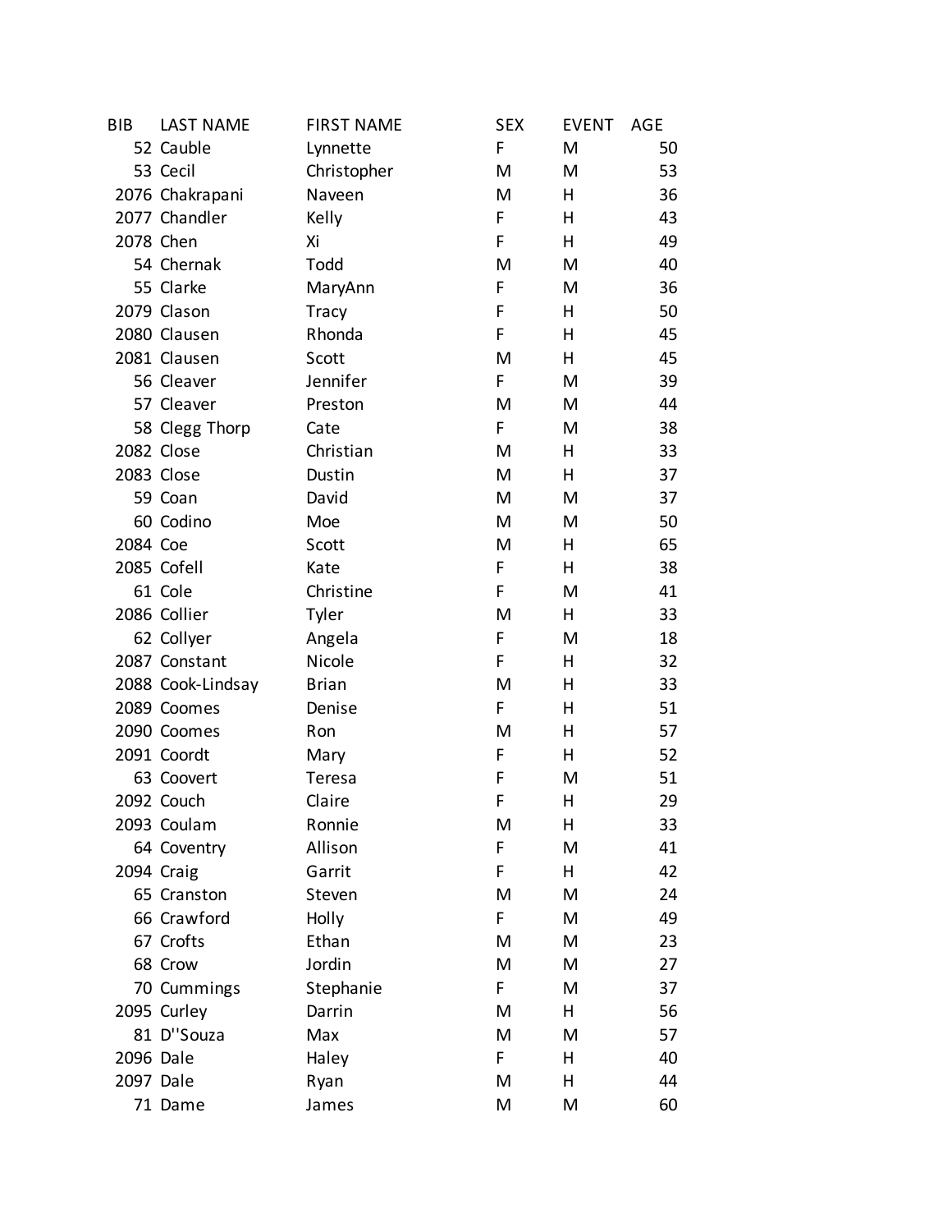| BIB | LAST NAME | FIRST NAME | SEX | EVENT | AGE |
|---|---|---|---|---|---|
| 52 | Cauble | Lynnette | F | M | 50 |
| 53 | Cecil | Christopher | M | M | 53 |
| 2076 | Chakrapani | Naveen | M | H | 36 |
| 2077 | Chandler | Kelly | F | H | 43 |
| 2078 | Chen | Xi | F | H | 49 |
| 54 | Chernak | Todd | M | M | 40 |
| 55 | Clarke | MaryAnn | F | M | 36 |
| 2079 | Clason | Tracy | F | H | 50 |
| 2080 | Clausen | Rhonda | F | H | 45 |
| 2081 | Clausen | Scott | M | H | 45 |
| 56 | Cleaver | Jennifer | F | M | 39 |
| 57 | Cleaver | Preston | M | M | 44 |
| 58 | Clegg Thorp | Cate | F | M | 38 |
| 2082 | Close | Christian | M | H | 33 |
| 2083 | Close | Dustin | M | H | 37 |
| 59 | Coan | David | M | M | 37 |
| 60 | Codino | Moe | M | M | 50 |
| 2084 | Coe | Scott | M | H | 65 |
| 2085 | Cofell | Kate | F | H | 38 |
| 61 | Cole | Christine | F | M | 41 |
| 2086 | Collier | Tyler | M | H | 33 |
| 62 | Collyer | Angela | F | M | 18 |
| 2087 | Constant | Nicole | F | H | 32 |
| 2088 | Cook-Lindsay | Brian | M | H | 33 |
| 2089 | Coomes | Denise | F | H | 51 |
| 2090 | Coomes | Ron | M | H | 57 |
| 2091 | Coordt | Mary | F | H | 52 |
| 63 | Coovert | Teresa | F | M | 51 |
| 2092 | Couch | Claire | F | H | 29 |
| 2093 | Coulam | Ronnie | M | H | 33 |
| 64 | Coventry | Allison | F | M | 41 |
| 2094 | Craig | Garrit | F | H | 42 |
| 65 | Cranston | Steven | M | M | 24 |
| 66 | Crawford | Holly | F | M | 49 |
| 67 | Crofts | Ethan | M | M | 23 |
| 68 | Crow | Jordin | M | M | 27 |
| 70 | Cummings | Stephanie | F | M | 37 |
| 2095 | Curley | Darrin | M | H | 56 |
| 81 | D''Souza | Max | M | M | 57 |
| 2096 | Dale | Haley | F | H | 40 |
| 2097 | Dale | Ryan | M | H | 44 |
| 71 | Dame | James | M | M | 60 |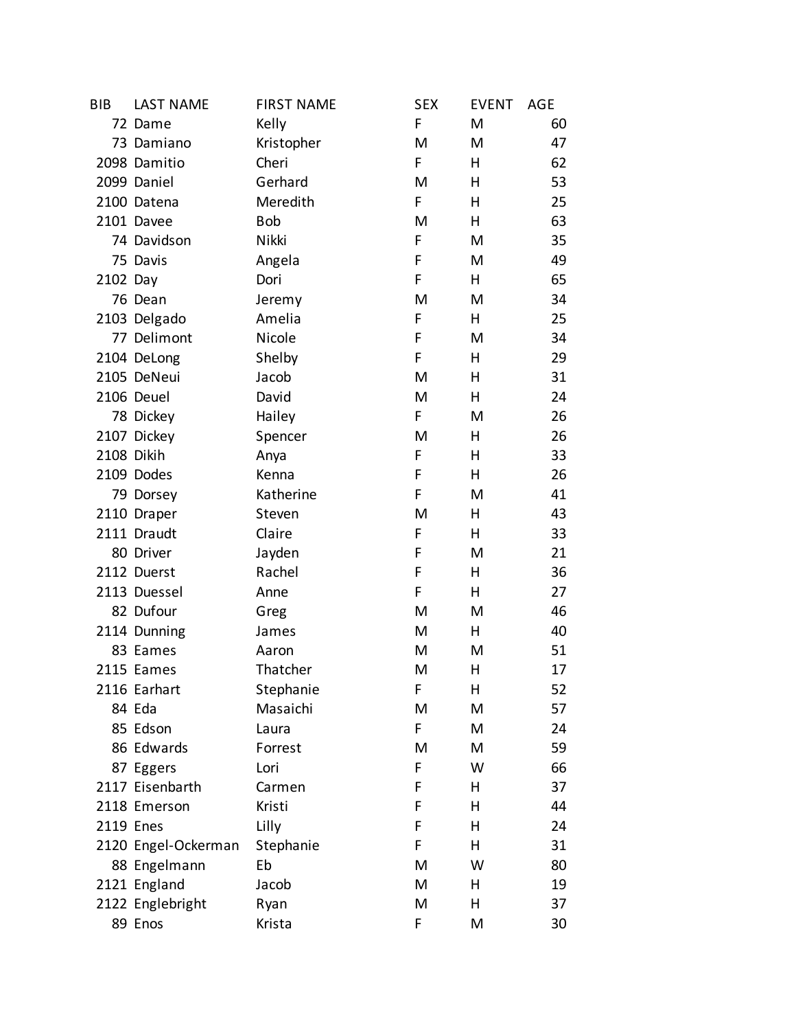| BIB | LAST NAME | FIRST NAME | SEX | EVENT | AGE |
| --- | --- | --- | --- | --- | --- |
| 72 | Dame | Kelly | F | M | 60 |
| 73 | Damiano | Kristopher | M | M | 47 |
| 2098 | Damitio | Cheri | F | H | 62 |
| 2099 | Daniel | Gerhard | M | H | 53 |
| 2100 | Datena | Meredith | F | H | 25 |
| 2101 | Davee | Bob | M | H | 63 |
| 74 | Davidson | Nikki | F | M | 35 |
| 75 | Davis | Angela | F | M | 49 |
| 2102 | Day | Dori | F | H | 65 |
| 76 | Dean | Jeremy | M | M | 34 |
| 2103 | Delgado | Amelia | F | H | 25 |
| 77 | Delimont | Nicole | F | M | 34 |
| 2104 | DeLong | Shelby | F | H | 29 |
| 2105 | DeNeui | Jacob | M | H | 31 |
| 2106 | Deuel | David | M | H | 24 |
| 78 | Dickey | Hailey | F | M | 26 |
| 2107 | Dickey | Spencer | M | H | 26 |
| 2108 | Dikih | Anya | F | H | 33 |
| 2109 | Dodes | Kenna | F | H | 26 |
| 79 | Dorsey | Katherine | F | M | 41 |
| 2110 | Draper | Steven | M | H | 43 |
| 2111 | Draudt | Claire | F | H | 33 |
| 80 | Driver | Jayden | F | M | 21 |
| 2112 | Duerst | Rachel | F | H | 36 |
| 2113 | Duessel | Anne | F | H | 27 |
| 82 | Dufour | Greg | M | M | 46 |
| 2114 | Dunning | James | M | H | 40 |
| 83 | Eames | Aaron | M | M | 51 |
| 2115 | Eames | Thatcher | M | H | 17 |
| 2116 | Earhart | Stephanie | F | H | 52 |
| 84 | Eda | Masaichi | M | M | 57 |
| 85 | Edson | Laura | F | M | 24 |
| 86 | Edwards | Forrest | M | M | 59 |
| 87 | Eggers | Lori | F | W | 66 |
| 2117 | Eisenbarth | Carmen | F | H | 37 |
| 2118 | Emerson | Kristi | F | H | 44 |
| 2119 | Enes | Lilly | F | H | 24 |
| 2120 | Engel-Ockerman | Stephanie | F | H | 31 |
| 88 | Engelmann | Eb | M | W | 80 |
| 2121 | England | Jacob | M | H | 19 |
| 2122 | Englebright | Ryan | M | H | 37 |
| 89 | Enos | Krista | F | M | 30 |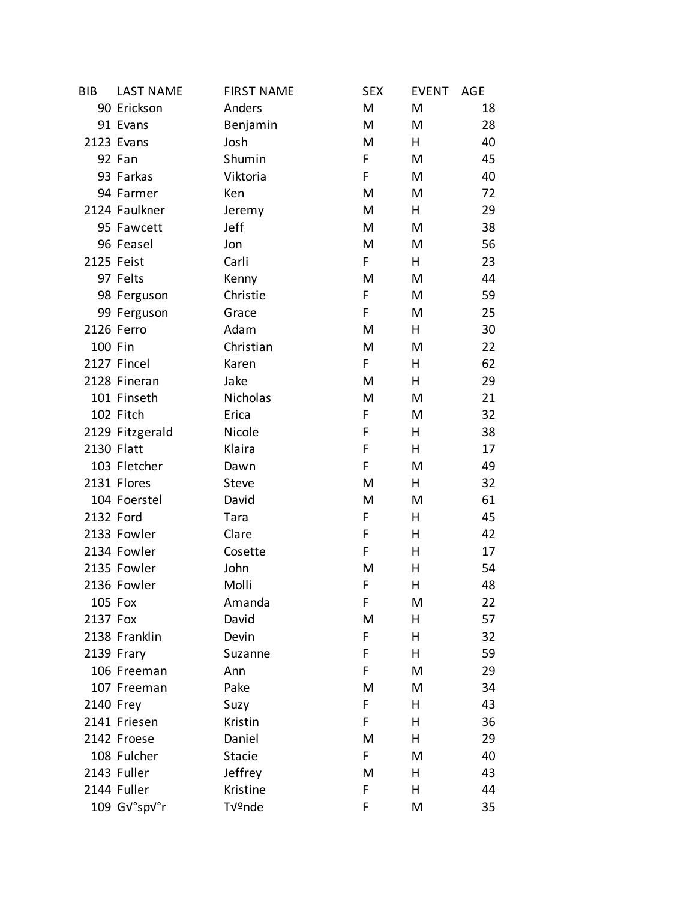| BIB | LAST NAME | FIRST NAME | SEX | EVENT | AGE |
|---|---|---|---|---|---|
| 90 | Erickson | Anders | M | M | 18 |
| 91 | Evans | Benjamin | M | M | 28 |
| 2123 | Evans | Josh | M | H | 40 |
| 92 | Fan | Shumin | F | M | 45 |
| 93 | Farkas | Viktoria | F | M | 40 |
| 94 | Farmer | Ken | M | M | 72 |
| 2124 | Faulkner | Jeremy | M | H | 29 |
| 95 | Fawcett | Jeff | M | M | 38 |
| 96 | Feasel | Jon | M | M | 56 |
| 2125 | Feist | Carli | F | H | 23 |
| 97 | Felts | Kenny | M | M | 44 |
| 98 | Ferguson | Christie | F | M | 59 |
| 99 | Ferguson | Grace | F | M | 25 |
| 2126 | Ferro | Adam | M | H | 30 |
| 100 | Fin | Christian | M | M | 22 |
| 2127 | Fincel | Karen | F | H | 62 |
| 2128 | Fineran | Jake | M | H | 29 |
| 101 | Finseth | Nicholas | M | M | 21 |
| 102 | Fitch | Erica | F | M | 32 |
| 2129 | Fitzgerald | Nicole | F | H | 38 |
| 2130 | Flatt | Klaira | F | H | 17 |
| 103 | Fletcher | Dawn | F | M | 49 |
| 2131 | Flores | Steve | M | H | 32 |
| 104 | Foerstel | David | M | M | 61 |
| 2132 | Ford | Tara | F | H | 45 |
| 2133 | Fowler | Clare | F | H | 42 |
| 2134 | Fowler | Cosette | F | H | 17 |
| 2135 | Fowler | John | M | H | 54 |
| 2136 | Fowler | Molli | F | H | 48 |
| 105 | Fox | Amanda | F | M | 22 |
| 2137 | Fox | David | M | H | 57 |
| 2138 | Franklin | Devin | F | H | 32 |
| 2139 | Frary | Suzanne | F | H | 59 |
| 106 | Freeman | Ann | F | M | 29 |
| 107 | Freeman | Pake | M | M | 34 |
| 2140 | Frey | Suzy | F | H | 43 |
| 2141 | Friesen | Kristin | F | H | 36 |
| 2142 | Froese | Daniel | M | H | 29 |
| 108 | Fulcher | Stacie | F | M | 40 |
| 2143 | Fuller | Jeffrey | M | H | 43 |
| 2144 | Fuller | Kristine | F | H | 44 |
| 109 | G√°sp√°r | T√ºnde | F | M | 35 |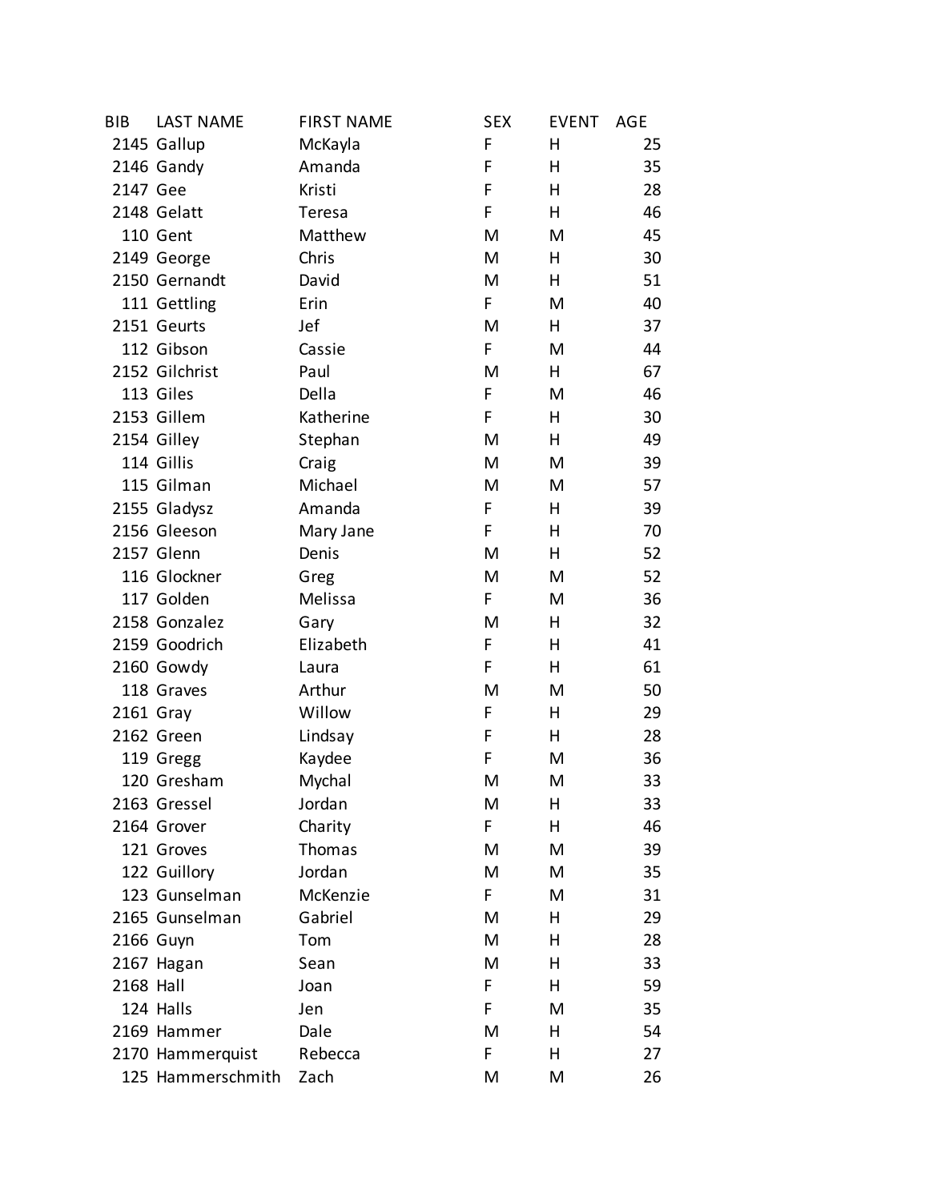| BIB | LAST NAME | FIRST NAME | SEX | EVENT | AGE |
|---|---|---|---|---|---|
| 2145 | Gallup | McKayla | F | H | 25 |
| 2146 | Gandy | Amanda | F | H | 35 |
| 2147 | Gee | Kristi | F | H | 28 |
| 2148 | Gelatt | Teresa | F | H | 46 |
| 110 | Gent | Matthew | M | M | 45 |
| 2149 | George | Chris | M | H | 30 |
| 2150 | Gernandt | David | M | H | 51 |
| 111 | Gettling | Erin | F | M | 40 |
| 2151 | Geurts | Jef | M | H | 37 |
| 112 | Gibson | Cassie | F | M | 44 |
| 2152 | Gilchrist | Paul | M | H | 67 |
| 113 | Giles | Della | F | M | 46 |
| 2153 | Gillem | Katherine | F | H | 30 |
| 2154 | Gilley | Stephan | M | H | 49 |
| 114 | Gillis | Craig | M | M | 39 |
| 115 | Gilman | Michael | M | M | 57 |
| 2155 | Gladysz | Amanda | F | H | 39 |
| 2156 | Gleeson | Mary Jane | F | H | 70 |
| 2157 | Glenn | Denis | M | H | 52 |
| 116 | Glockner | Greg | M | M | 52 |
| 117 | Golden | Melissa | F | M | 36 |
| 2158 | Gonzalez | Gary | M | H | 32 |
| 2159 | Goodrich | Elizabeth | F | H | 41 |
| 2160 | Gowdy | Laura | F | H | 61 |
| 118 | Graves | Arthur | M | M | 50 |
| 2161 | Gray | Willow | F | H | 29 |
| 2162 | Green | Lindsay | F | H | 28 |
| 119 | Gregg | Kaydee | F | M | 36 |
| 120 | Gresham | Mychal | M | M | 33 |
| 2163 | Gressel | Jordan | M | H | 33 |
| 2164 | Grover | Charity | F | H | 46 |
| 121 | Groves | Thomas | M | M | 39 |
| 122 | Guillory | Jordan | M | M | 35 |
| 123 | Gunselman | McKenzie | F | M | 31 |
| 2165 | Gunselman | Gabriel | M | H | 29 |
| 2166 | Guyn | Tom | M | H | 28 |
| 2167 | Hagan | Sean | M | H | 33 |
| 2168 | Hall | Joan | F | H | 59 |
| 124 | Halls | Jen | F | M | 35 |
| 2169 | Hammer | Dale | M | H | 54 |
| 2170 | Hammerquist | Rebecca | F | H | 27 |
| 125 | Hammerschmith | Zach | M | M | 26 |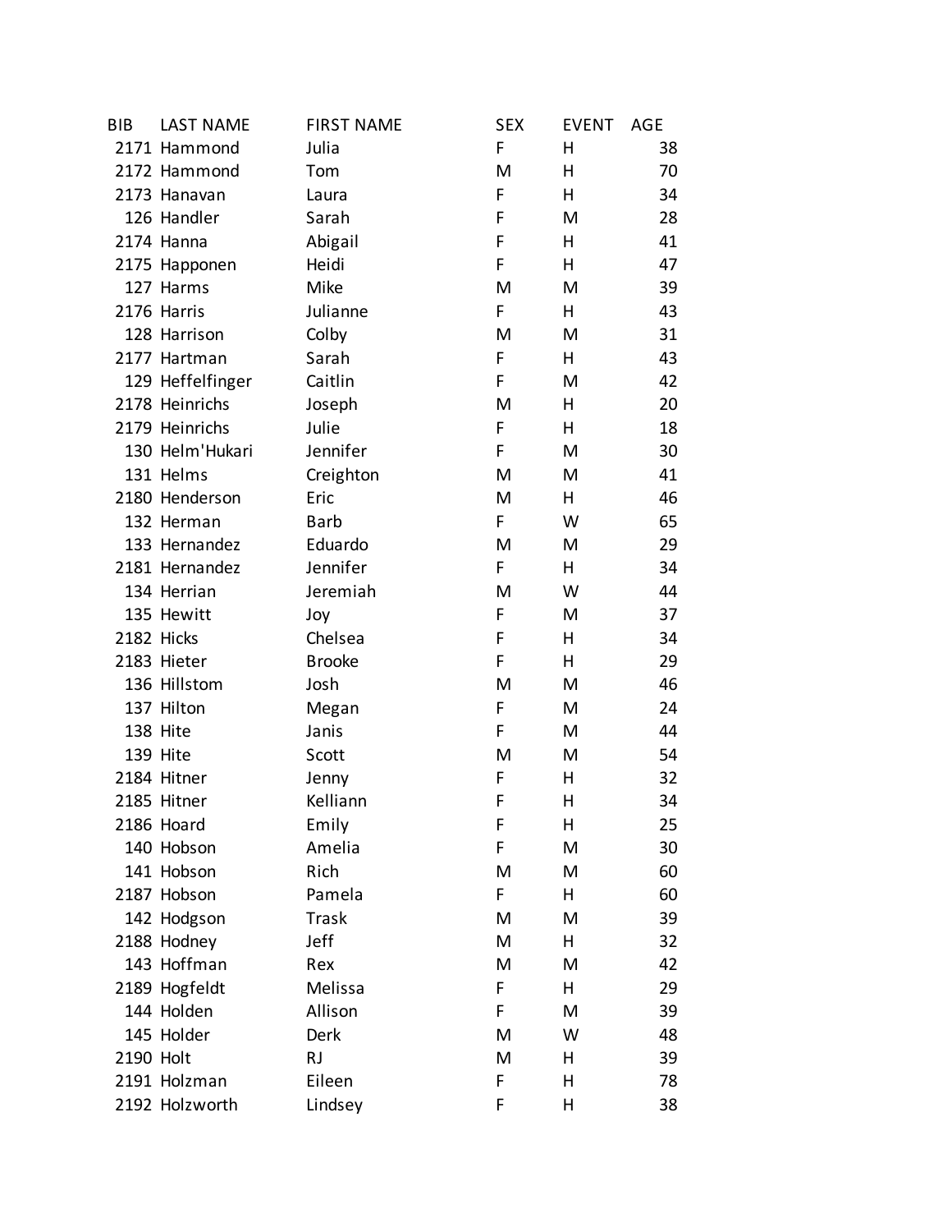| BIB | LAST NAME | FIRST NAME | SEX | EVENT | AGE |
| --- | --- | --- | --- | --- | --- |
| 2171 | Hammond | Julia | F | H | 38 |
| 2172 | Hammond | Tom | M | H | 70 |
| 2173 | Hanavan | Laura | F | H | 34 |
| 126 | Handler | Sarah | F | M | 28 |
| 2174 | Hanna | Abigail | F | H | 41 |
| 2175 | Happonen | Heidi | F | H | 47 |
| 127 | Harms | Mike | M | M | 39 |
| 2176 | Harris | Julianne | F | H | 43 |
| 128 | Harrison | Colby | M | M | 31 |
| 2177 | Hartman | Sarah | F | H | 43 |
| 129 | Heffelfinger | Caitlin | F | M | 42 |
| 2178 | Heinrichs | Joseph | M | H | 20 |
| 2179 | Heinrichs | Julie | F | H | 18 |
| 130 | Helm'Hukari | Jennifer | F | M | 30 |
| 131 | Helms | Creighton | M | M | 41 |
| 2180 | Henderson | Eric | M | H | 46 |
| 132 | Herman | Barb | F | W | 65 |
| 133 | Hernandez | Eduardo | M | M | 29 |
| 2181 | Hernandez | Jennifer | F | H | 34 |
| 134 | Herrian | Jeremiah | M | W | 44 |
| 135 | Hewitt | Joy | F | M | 37 |
| 2182 | Hicks | Chelsea | F | H | 34 |
| 2183 | Hieter | Brooke | F | H | 29 |
| 136 | Hillstom | Josh | M | M | 46 |
| 137 | Hilton | Megan | F | M | 24 |
| 138 | Hite | Janis | F | M | 44 |
| 139 | Hite | Scott | M | M | 54 |
| 2184 | Hitner | Jenny | F | H | 32 |
| 2185 | Hitner | Kelliann | F | H | 34 |
| 2186 | Hoard | Emily | F | H | 25 |
| 140 | Hobson | Amelia | F | M | 30 |
| 141 | Hobson | Rich | M | M | 60 |
| 2187 | Hobson | Pamela | F | H | 60 |
| 142 | Hodgson | Trask | M | M | 39 |
| 2188 | Hodney | Jeff | M | H | 32 |
| 143 | Hoffman | Rex | M | M | 42 |
| 2189 | Hogfeldt | Melissa | F | H | 29 |
| 144 | Holden | Allison | F | M | 39 |
| 145 | Holder | Derk | M | W | 48 |
| 2190 | Holt | RJ | M | H | 39 |
| 2191 | Holzman | Eileen | F | H | 78 |
| 2192 | Holzworth | Lindsey | F | H | 38 |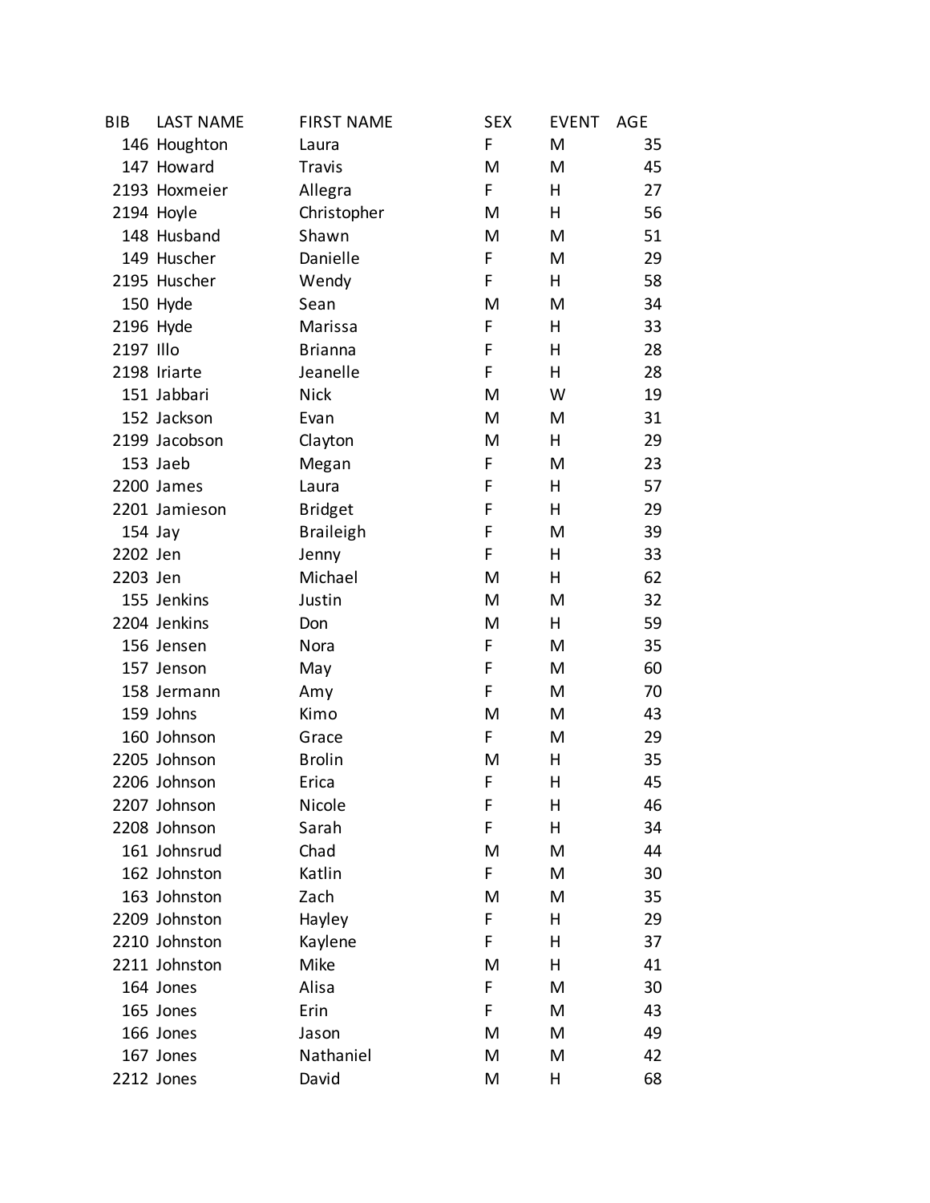| BIB | LAST NAME | FIRST NAME | SEX | EVENT | AGE |
|---|---|---|---|---|---|
| 146 | Houghton | Laura | F | M | 35 |
| 147 | Howard | Travis | M | M | 45 |
| 2193 | Hoxmeier | Allegra | F | H | 27 |
| 2194 | Hoyle | Christopher | M | H | 56 |
| 148 | Husband | Shawn | M | M | 51 |
| 149 | Huscher | Danielle | F | M | 29 |
| 2195 | Huscher | Wendy | F | H | 58 |
| 150 | Hyde | Sean | M | M | 34 |
| 2196 | Hyde | Marissa | F | H | 33 |
| 2197 | Illo | Brianna | F | H | 28 |
| 2198 | Iriarte | Jeanelle | F | H | 28 |
| 151 | Jabbari | Nick | M | W | 19 |
| 152 | Jackson | Evan | M | M | 31 |
| 2199 | Jacobson | Clayton | M | H | 29 |
| 153 | Jaeb | Megan | F | M | 23 |
| 2200 | James | Laura | F | H | 57 |
| 2201 | Jamieson | Bridget | F | H | 29 |
| 154 | Jay | Braileigh | F | M | 39 |
| 2202 | Jen | Jenny | F | H | 33 |
| 2203 | Jen | Michael | M | H | 62 |
| 155 | Jenkins | Justin | M | M | 32 |
| 2204 | Jenkins | Don | M | H | 59 |
| 156 | Jensen | Nora | F | M | 35 |
| 157 | Jenson | May | F | M | 60 |
| 158 | Jermann | Amy | F | M | 70 |
| 159 | Johns | Kimo | M | M | 43 |
| 160 | Johnson | Grace | F | M | 29 |
| 2205 | Johnson | Brolin | M | H | 35 |
| 2206 | Johnson | Erica | F | H | 45 |
| 2207 | Johnson | Nicole | F | H | 46 |
| 2208 | Johnson | Sarah | F | H | 34 |
| 161 | Johnsrud | Chad | M | M | 44 |
| 162 | Johnston | Katlin | F | M | 30 |
| 163 | Johnston | Zach | M | M | 35 |
| 2209 | Johnston | Hayley | F | H | 29 |
| 2210 | Johnston | Kaylene | F | H | 37 |
| 2211 | Johnston | Mike | M | H | 41 |
| 164 | Jones | Alisa | F | M | 30 |
| 165 | Jones | Erin | F | M | 43 |
| 166 | Jones | Jason | M | M | 49 |
| 167 | Jones | Nathaniel | M | M | 42 |
| 2212 | Jones | David | M | H | 68 |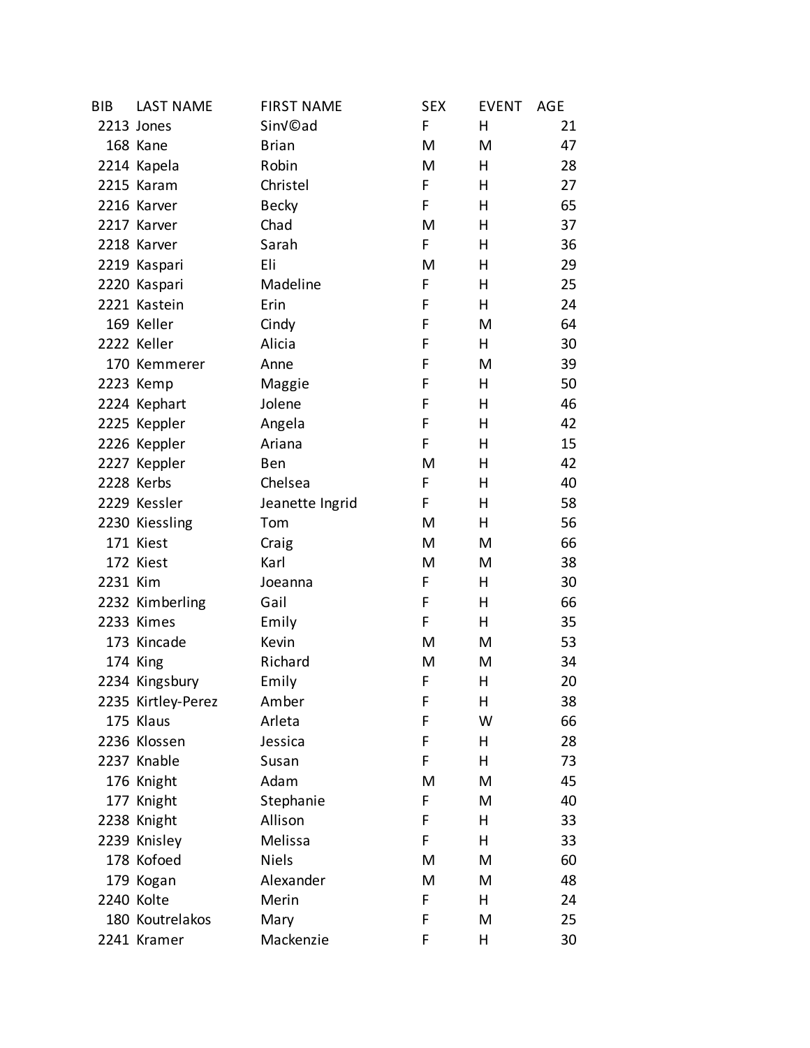| BIB | LAST NAME | FIRST NAME | SEX | EVENT | AGE |
|---|---|---|---|---|---|
| 2213 | Jones | Sinv©ad | F | H | 21 |
| 168 | Kane | Brian | M | M | 47 |
| 2214 | Kapela | Robin | M | H | 28 |
| 2215 | Karam | Christel | F | H | 27 |
| 2216 | Karver | Becky | F | H | 65 |
| 2217 | Karver | Chad | M | H | 37 |
| 2218 | Karver | Sarah | F | H | 36 |
| 2219 | Kaspari | Eli | M | H | 29 |
| 2220 | Kaspari | Madeline | F | H | 25 |
| 2221 | Kastein | Erin | F | H | 24 |
| 169 | Keller | Cindy | F | M | 64 |
| 2222 | Keller | Alicia | F | H | 30 |
| 170 | Kemmerer | Anne | F | M | 39 |
| 2223 | Kemp | Maggie | F | H | 50 |
| 2224 | Kephart | Jolene | F | H | 46 |
| 2225 | Keppler | Angela | F | H | 42 |
| 2226 | Keppler | Ariana | F | H | 15 |
| 2227 | Keppler | Ben | M | H | 42 |
| 2228 | Kerbs | Chelsea | F | H | 40 |
| 2229 | Kessler | Jeanette Ingrid | F | H | 58 |
| 2230 | Kiessling | Tom | M | H | 56 |
| 171 | Kiest | Craig | M | M | 66 |
| 172 | Kiest | Karl | M | M | 38 |
| 2231 | Kim | Joeanna | F | H | 30 |
| 2232 | Kimberling | Gail | F | H | 66 |
| 2233 | Kimes | Emily | F | H | 35 |
| 173 | Kincade | Kevin | M | M | 53 |
| 174 | King | Richard | M | M | 34 |
| 2234 | Kingsbury | Emily | F | H | 20 |
| 2235 | Kirtley-Perez | Amber | F | H | 38 |
| 175 | Klaus | Arleta | F | W | 66 |
| 2236 | Klossen | Jessica | F | H | 28 |
| 2237 | Knable | Susan | F | H | 73 |
| 176 | Knight | Adam | M | M | 45 |
| 177 | Knight | Stephanie | F | M | 40 |
| 2238 | Knight | Allison | F | H | 33 |
| 2239 | Knisley | Melissa | F | H | 33 |
| 178 | Kofoed | Niels | M | M | 60 |
| 179 | Kogan | Alexander | M | M | 48 |
| 2240 | Kolte | Merin | F | H | 24 |
| 180 | Koutrelakos | Mary | F | M | 25 |
| 2241 | Kramer | Mackenzie | F | H | 30 |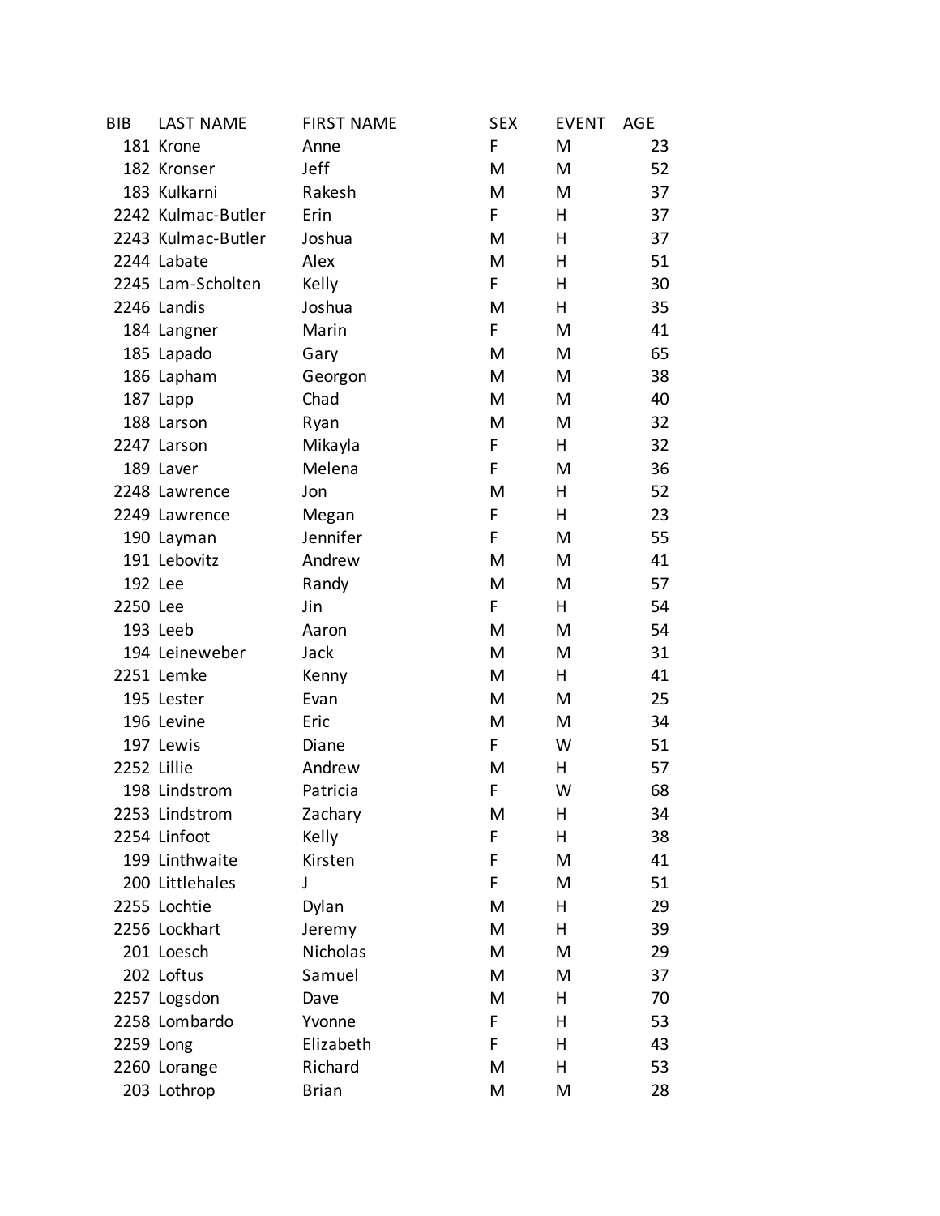| BIB | LAST NAME | FIRST NAME | SEX | EVENT | AGE |
|---|---|---|---|---|---|
| 181 | Krone | Anne | F | M | 23 |
| 182 | Kronser | Jeff | M | M | 52 |
| 183 | Kulkarni | Rakesh | M | M | 37 |
| 2242 | Kulmac-Butler | Erin | F | H | 37 |
| 2243 | Kulmac-Butler | Joshua | M | H | 37 |
| 2244 | Labate | Alex | M | H | 51 |
| 2245 | Lam-Scholten | Kelly | F | H | 30 |
| 2246 | Landis | Joshua | M | H | 35 |
| 184 | Langner | Marin | F | M | 41 |
| 185 | Lapado | Gary | M | M | 65 |
| 186 | Lapham | Georgon | M | M | 38 |
| 187 | Lapp | Chad | M | M | 40 |
| 188 | Larson | Ryan | M | M | 32 |
| 2247 | Larson | Mikayla | F | H | 32 |
| 189 | Laver | Melena | F | M | 36 |
| 2248 | Lawrence | Jon | M | H | 52 |
| 2249 | Lawrence | Megan | F | H | 23 |
| 190 | Layman | Jennifer | F | M | 55 |
| 191 | Lebovitz | Andrew | M | M | 41 |
| 192 | Lee | Randy | M | M | 57 |
| 2250 | Lee | Jin | F | H | 54 |
| 193 | Leeb | Aaron | M | M | 54 |
| 194 | Leineweber | Jack | M | M | 31 |
| 2251 | Lemke | Kenny | M | H | 41 |
| 195 | Lester | Evan | M | M | 25 |
| 196 | Levine | Eric | M | M | 34 |
| 197 | Lewis | Diane | F | W | 51 |
| 2252 | Lillie | Andrew | M | H | 57 |
| 198 | Lindstrom | Patricia | F | W | 68 |
| 2253 | Lindstrom | Zachary | M | H | 34 |
| 2254 | Linfoot | Kelly | F | H | 38 |
| 199 | Linthwaite | Kirsten | F | M | 41 |
| 200 | Littlehales | J | F | M | 51 |
| 2255 | Lochtie | Dylan | M | H | 29 |
| 2256 | Lockhart | Jeremy | M | H | 39 |
| 201 | Loesch | Nicholas | M | M | 29 |
| 202 | Loftus | Samuel | M | M | 37 |
| 2257 | Logsdon | Dave | M | H | 70 |
| 2258 | Lombardo | Yvonne | F | H | 53 |
| 2259 | Long | Elizabeth | F | H | 43 |
| 2260 | Lorange | Richard | M | H | 53 |
| 203 | Lothrop | Brian | M | M | 28 |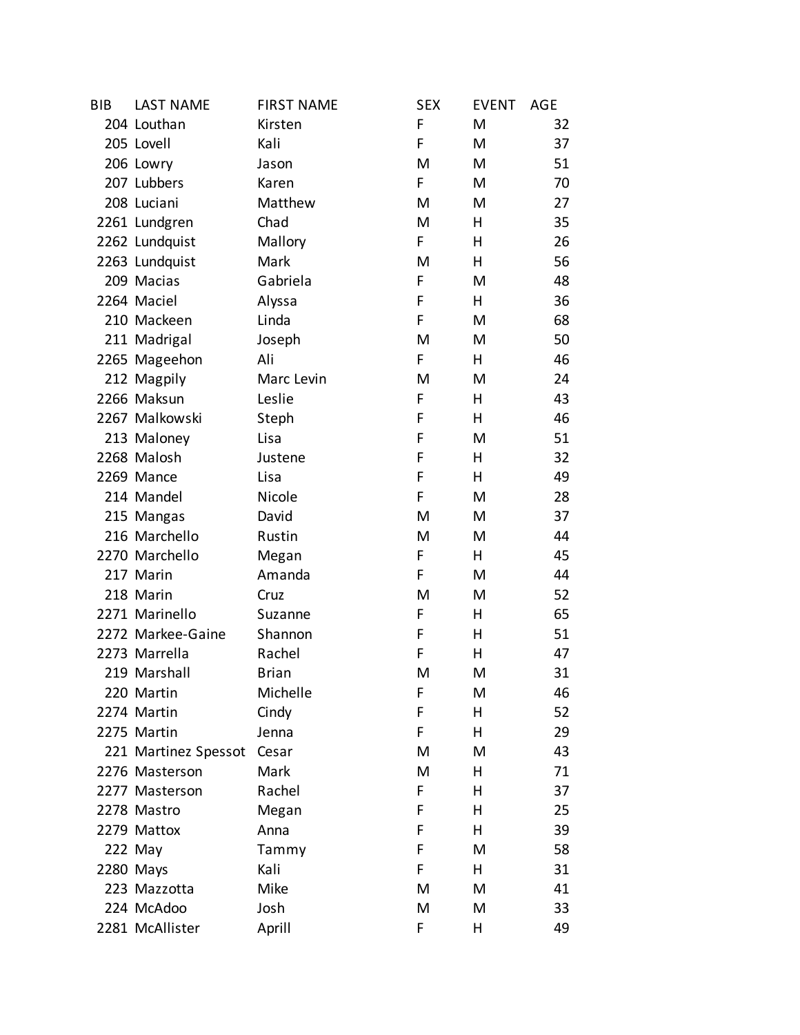| BIB | LAST NAME | FIRST NAME | SEX | EVENT | AGE |
|---|---|---|---|---|---|
| 204 | Louthan | Kirsten | F | M | 32 |
| 205 | Lovell | Kali | F | M | 37 |
| 206 | Lowry | Jason | M | M | 51 |
| 207 | Lubbers | Karen | F | M | 70 |
| 208 | Luciani | Matthew | M | M | 27 |
| 2261 | Lundgren | Chad | M | H | 35 |
| 2262 | Lundquist | Mallory | F | H | 26 |
| 2263 | Lundquist | Mark | M | H | 56 |
| 209 | Macias | Gabriela | F | M | 48 |
| 2264 | Maciel | Alyssa | F | H | 36 |
| 210 | Mackeen | Linda | F | M | 68 |
| 211 | Madrigal | Joseph | M | M | 50 |
| 2265 | Mageehon | Ali | F | H | 46 |
| 212 | Magpily | Marc Levin | M | M | 24 |
| 2266 | Maksun | Leslie | F | H | 43 |
| 2267 | Malkowski | Steph | F | H | 46 |
| 213 | Maloney | Lisa | F | M | 51 |
| 2268 | Malosh | Justene | F | H | 32 |
| 2269 | Mance | Lisa | F | H | 49 |
| 214 | Mandel | Nicole | F | M | 28 |
| 215 | Mangas | David | M | M | 37 |
| 216 | Marchello | Rustin | M | M | 44 |
| 2270 | Marchello | Megan | F | H | 45 |
| 217 | Marin | Amanda | F | M | 44 |
| 218 | Marin | Cruz | M | M | 52 |
| 2271 | Marinello | Suzanne | F | H | 65 |
| 2272 | Markee-Gaine | Shannon | F | H | 51 |
| 2273 | Marrella | Rachel | F | H | 47 |
| 219 | Marshall | Brian | M | M | 31 |
| 220 | Martin | Michelle | F | M | 46 |
| 2274 | Martin | Cindy | F | H | 52 |
| 2275 | Martin | Jenna | F | H | 29 |
| 221 | Martinez Spessot | Cesar | M | M | 43 |
| 2276 | Masterson | Mark | M | H | 71 |
| 2277 | Masterson | Rachel | F | H | 37 |
| 2278 | Mastro | Megan | F | H | 25 |
| 2279 | Mattox | Anna | F | H | 39 |
| 222 | May | Tammy | F | M | 58 |
| 2280 | Mays | Kali | F | H | 31 |
| 223 | Mazzotta | Mike | M | M | 41 |
| 224 | McAdoo | Josh | M | M | 33 |
| 2281 | McAllister | Aprill | F | H | 49 |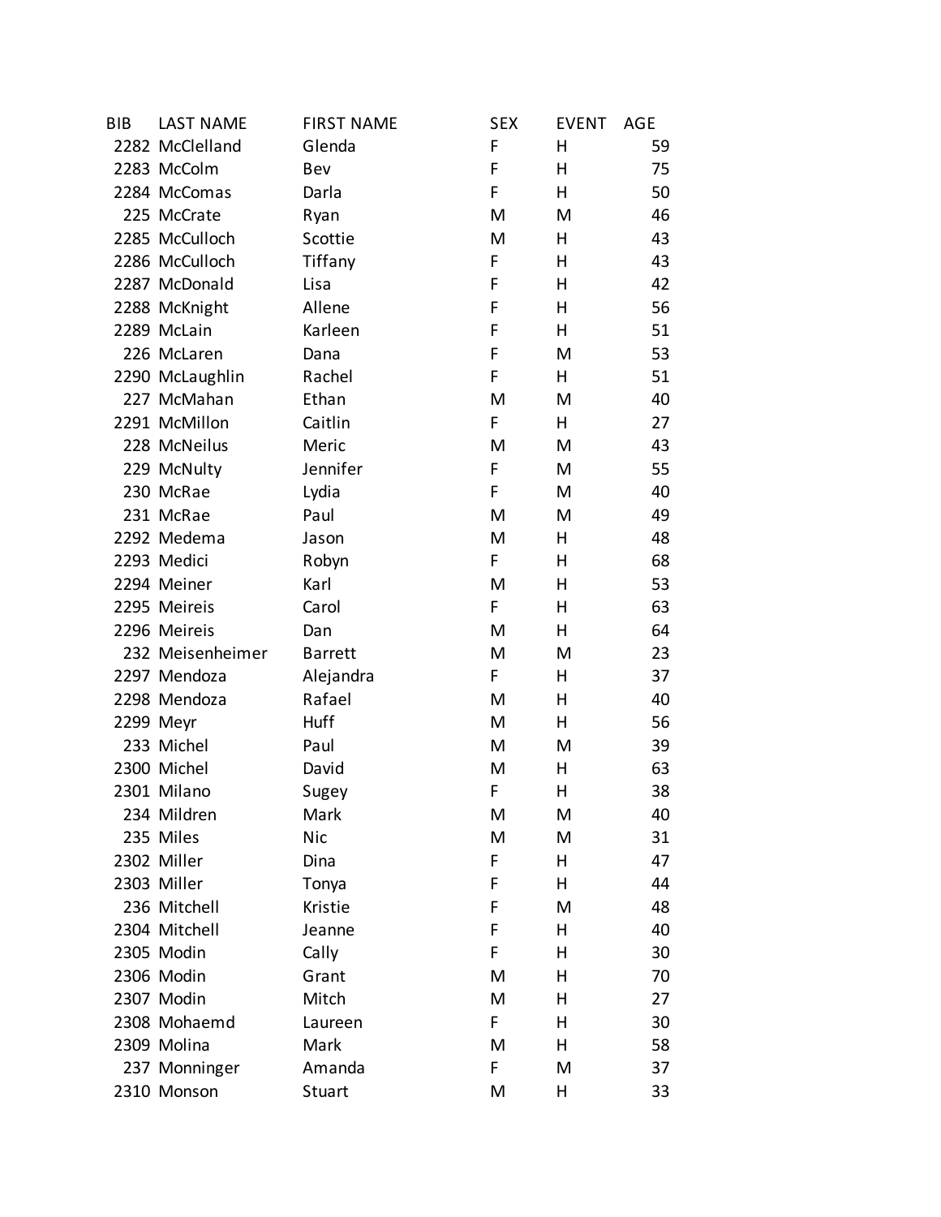| BIB | LAST NAME | FIRST NAME | SEX | EVENT | AGE |
|---|---|---|---|---|---|
| 2282 | McClelland | Glenda | F | H | 59 |
| 2283 | McColm | Bev | F | H | 75 |
| 2284 | McComas | Darla | F | H | 50 |
| 225 | McCrate | Ryan | M | M | 46 |
| 2285 | McCulloch | Scottie | M | H | 43 |
| 2286 | McCulloch | Tiffany | F | H | 43 |
| 2287 | McDonald | Lisa | F | H | 42 |
| 2288 | McKnight | Allene | F | H | 56 |
| 2289 | McLain | Karleen | F | H | 51 |
| 226 | McLaren | Dana | F | M | 53 |
| 2290 | McLaughlin | Rachel | F | H | 51 |
| 227 | McMahan | Ethan | M | M | 40 |
| 2291 | McMillon | Caitlin | F | H | 27 |
| 228 | McNeilus | Meric | M | M | 43 |
| 229 | McNulty | Jennifer | F | M | 55 |
| 230 | McRae | Lydia | F | M | 40 |
| 231 | McRae | Paul | M | M | 49 |
| 2292 | Medema | Jason | M | H | 48 |
| 2293 | Medici | Robyn | F | H | 68 |
| 2294 | Meiner | Karl | M | H | 53 |
| 2295 | Meireis | Carol | F | H | 63 |
| 2296 | Meireis | Dan | M | H | 64 |
| 232 | Meisenheimer | Barrett | M | M | 23 |
| 2297 | Mendoza | Alejandra | F | H | 37 |
| 2298 | Mendoza | Rafael | M | H | 40 |
| 2299 | Meyr | Huff | M | H | 56 |
| 233 | Michel | Paul | M | M | 39 |
| 2300 | Michel | David | M | H | 63 |
| 2301 | Milano | Sugey | F | H | 38 |
| 234 | Mildren | Mark | M | M | 40 |
| 235 | Miles | Nic | M | M | 31 |
| 2302 | Miller | Dina | F | H | 47 |
| 2303 | Miller | Tonya | F | H | 44 |
| 236 | Mitchell | Kristie | F | M | 48 |
| 2304 | Mitchell | Jeanne | F | H | 40 |
| 2305 | Modin | Cally | F | H | 30 |
| 2306 | Modin | Grant | M | H | 70 |
| 2307 | Modin | Mitch | M | H | 27 |
| 2308 | Mohaemd | Laureen | F | H | 30 |
| 2309 | Molina | Mark | M | H | 58 |
| 237 | Monninger | Amanda | F | M | 37 |
| 2310 | Monson | Stuart | M | H | 33 |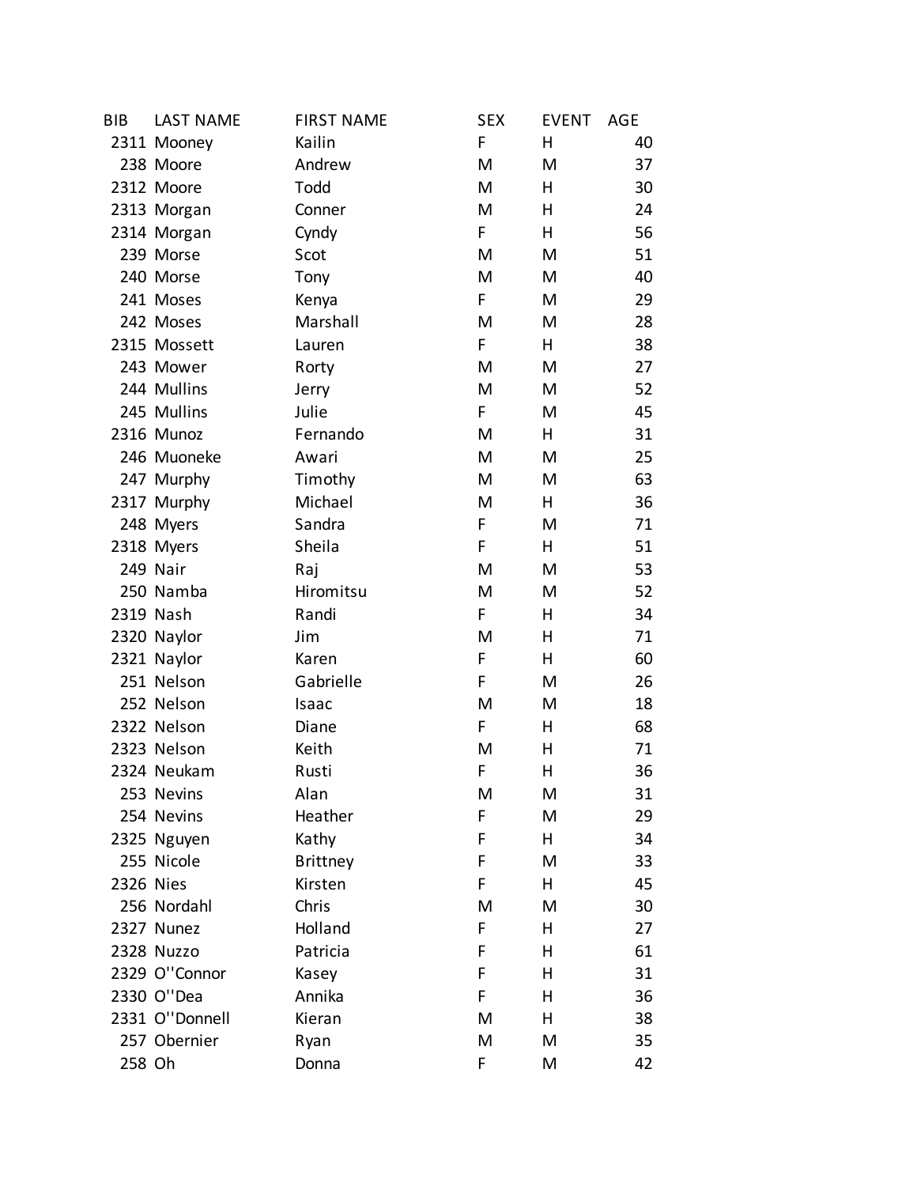| BIB | LAST NAME | FIRST NAME | SEX | EVENT | AGE |
|---|---|---|---|---|---|
| 2311 | Mooney | Kailin | F | H | 40 |
| 238 | Moore | Andrew | M | M | 37 |
| 2312 | Moore | Todd | M | H | 30 |
| 2313 | Morgan | Conner | M | H | 24 |
| 2314 | Morgan | Cyndy | F | H | 56 |
| 239 | Morse | Scot | M | M | 51 |
| 240 | Morse | Tony | M | M | 40 |
| 241 | Moses | Kenya | F | M | 29 |
| 242 | Moses | Marshall | M | M | 28 |
| 2315 | Mossett | Lauren | F | H | 38 |
| 243 | Mower | Rorty | M | M | 27 |
| 244 | Mullins | Jerry | M | M | 52 |
| 245 | Mullins | Julie | F | M | 45 |
| 2316 | Munoz | Fernando | M | H | 31 |
| 246 | Muoneke | Awari | M | M | 25 |
| 247 | Murphy | Timothy | M | M | 63 |
| 2317 | Murphy | Michael | M | H | 36 |
| 248 | Myers | Sandra | F | M | 71 |
| 2318 | Myers | Sheila | F | H | 51 |
| 249 | Nair | Raj | M | M | 53 |
| 250 | Namba | Hiromitsu | M | M | 52 |
| 2319 | Nash | Randi | F | H | 34 |
| 2320 | Naylor | Jim | M | H | 71 |
| 2321 | Naylor | Karen | F | H | 60 |
| 251 | Nelson | Gabrielle | F | M | 26 |
| 252 | Nelson | Isaac | M | M | 18 |
| 2322 | Nelson | Diane | F | H | 68 |
| 2323 | Nelson | Keith | M | H | 71 |
| 2324 | Neukam | Rusti | F | H | 36 |
| 253 | Nevins | Alan | M | M | 31 |
| 254 | Nevins | Heather | F | M | 29 |
| 2325 | Nguyen | Kathy | F | H | 34 |
| 255 | Nicole | Brittney | F | M | 33 |
| 2326 | Nies | Kirsten | F | H | 45 |
| 256 | Nordahl | Chris | M | M | 30 |
| 2327 | Nunez | Holland | F | H | 27 |
| 2328 | Nuzzo | Patricia | F | H | 61 |
| 2329 | O''Connor | Kasey | F | H | 31 |
| 2330 | O''Dea | Annika | F | H | 36 |
| 2331 | O''Donnell | Kieran | M | H | 38 |
| 257 | Obernier | Ryan | M | M | 35 |
| 258 | Oh | Donna | F | M | 42 |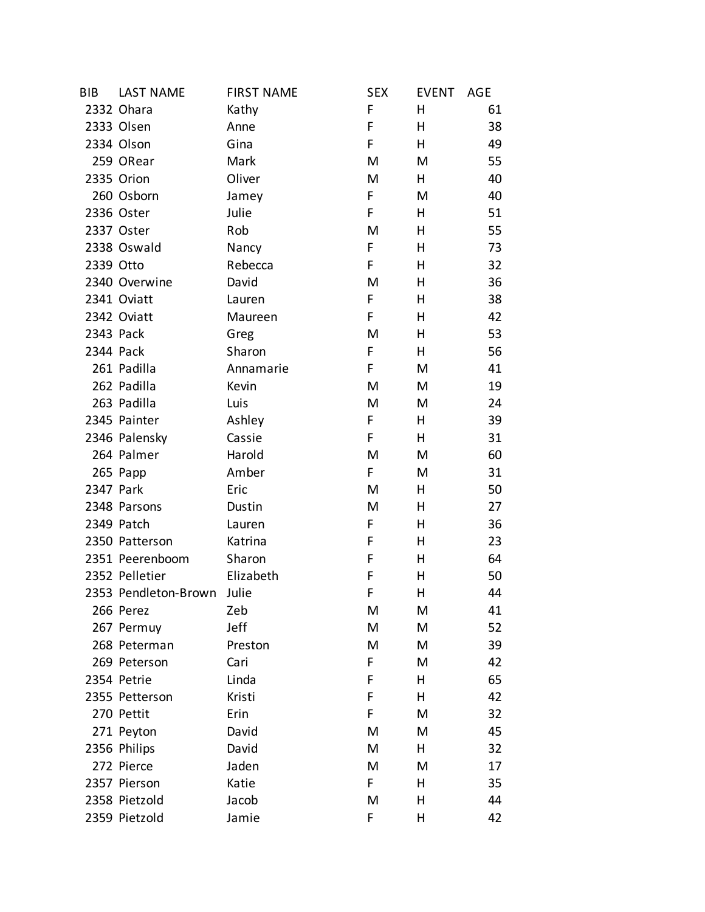| BIB | LAST NAME | FIRST NAME | SEX | EVENT | AGE |
| --- | --- | --- | --- | --- | --- |
| 2332 | Ohara | Kathy | F | H | 61 |
| 2333 | Olsen | Anne | F | H | 38 |
| 2334 | Olson | Gina | F | H | 49 |
| 259 | ORear | Mark | M | M | 55 |
| 2335 | Orion | Oliver | M | H | 40 |
| 260 | Osborn | Jamey | F | M | 40 |
| 2336 | Oster | Julie | F | H | 51 |
| 2337 | Oster | Rob | M | H | 55 |
| 2338 | Oswald | Nancy | F | H | 73 |
| 2339 | Otto | Rebecca | F | H | 32 |
| 2340 | Overwine | David | M | H | 36 |
| 2341 | Oviatt | Lauren | F | H | 38 |
| 2342 | Oviatt | Maureen | F | H | 42 |
| 2343 | Pack | Greg | M | H | 53 |
| 2344 | Pack | Sharon | F | H | 56 |
| 261 | Padilla | Annamarie | F | M | 41 |
| 262 | Padilla | Kevin | M | M | 19 |
| 263 | Padilla | Luis | M | M | 24 |
| 2345 | Painter | Ashley | F | H | 39 |
| 2346 | Palensky | Cassie | F | H | 31 |
| 264 | Palmer | Harold | M | M | 60 |
| 265 | Papp | Amber | F | M | 31 |
| 2347 | Park | Eric | M | H | 50 |
| 2348 | Parsons | Dustin | M | H | 27 |
| 2349 | Patch | Lauren | F | H | 36 |
| 2350 | Patterson | Katrina | F | H | 23 |
| 2351 | Peerenboom | Sharon | F | H | 64 |
| 2352 | Pelletier | Elizabeth | F | H | 50 |
| 2353 | Pendleton-Brown | Julie | F | H | 44 |
| 266 | Perez | Zeb | M | M | 41 |
| 267 | Permuy | Jeff | M | M | 52 |
| 268 | Peterman | Preston | M | M | 39 |
| 269 | Peterson | Cari | F | M | 42 |
| 2354 | Petrie | Linda | F | H | 65 |
| 2355 | Petterson | Kristi | F | H | 42 |
| 270 | Pettit | Erin | F | M | 32 |
| 271 | Peyton | David | M | M | 45 |
| 2356 | Philips | David | M | H | 32 |
| 272 | Pierce | Jaden | M | M | 17 |
| 2357 | Pierson | Katie | F | H | 35 |
| 2358 | Pietzold | Jacob | M | H | 44 |
| 2359 | Pietzold | Jamie | F | H | 42 |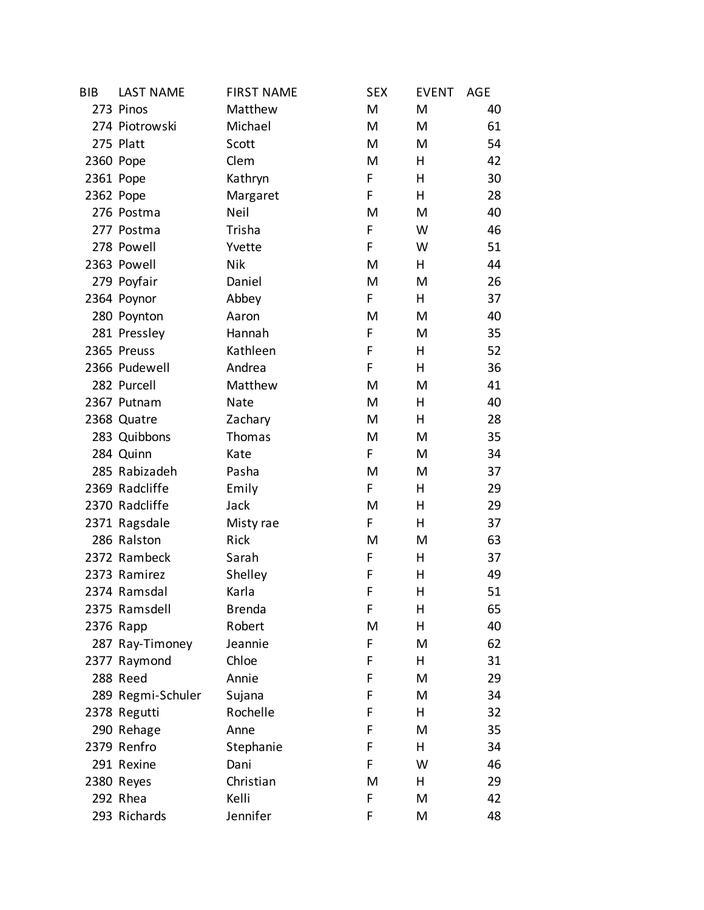| BIB | LAST NAME | FIRST NAME | SEX | EVENT | AGE |
|---|---|---|---|---|---|
| 273 | Pinos | Matthew | M | M | 40 |
| 274 | Piotrowski | Michael | M | M | 61 |
| 275 | Platt | Scott | M | M | 54 |
| 2360 | Pope | Clem | M | H | 42 |
| 2361 | Pope | Kathryn | F | H | 30 |
| 2362 | Pope | Margaret | F | H | 28 |
| 276 | Postma | Neil | M | M | 40 |
| 277 | Postma | Trisha | F | W | 46 |
| 278 | Powell | Yvette | F | W | 51 |
| 2363 | Powell | Nik | M | H | 44 |
| 279 | Poyfair | Daniel | M | M | 26 |
| 2364 | Poynor | Abbey | F | H | 37 |
| 280 | Poynton | Aaron | M | M | 40 |
| 281 | Pressley | Hannah | F | M | 35 |
| 2365 | Preuss | Kathleen | F | H | 52 |
| 2366 | Pudewell | Andrea | F | H | 36 |
| 282 | Purcell | Matthew | M | M | 41 |
| 2367 | Putnam | Nate | M | H | 40 |
| 2368 | Quatre | Zachary | M | H | 28 |
| 283 | Quibbons | Thomas | M | M | 35 |
| 284 | Quinn | Kate | F | M | 34 |
| 285 | Rabizadeh | Pasha | M | M | 37 |
| 2369 | Radcliffe | Emily | F | H | 29 |
| 2370 | Radcliffe | Jack | M | H | 29 |
| 2371 | Ragsdale | Misty rae | F | H | 37 |
| 286 | Ralston | Rick | M | M | 63 |
| 2372 | Rambeck | Sarah | F | H | 37 |
| 2373 | Ramirez | Shelley | F | H | 49 |
| 2374 | Ramsdal | Karla | F | H | 51 |
| 2375 | Ramsdell | Brenda | F | H | 65 |
| 2376 | Rapp | Robert | M | H | 40 |
| 287 | Ray-Timoney | Jeannie | F | M | 62 |
| 2377 | Raymond | Chloe | F | H | 31 |
| 288 | Reed | Annie | F | M | 29 |
| 289 | Regmi-Schuler | Sujana | F | M | 34 |
| 2378 | Regutti | Rochelle | F | H | 32 |
| 290 | Rehage | Anne | F | M | 35 |
| 2379 | Renfro | Stephanie | F | H | 34 |
| 291 | Rexine | Dani | F | W | 46 |
| 2380 | Reyes | Christian | M | H | 29 |
| 292 | Rhea | Kelli | F | M | 42 |
| 293 | Richards | Jennifer | F | M | 48 |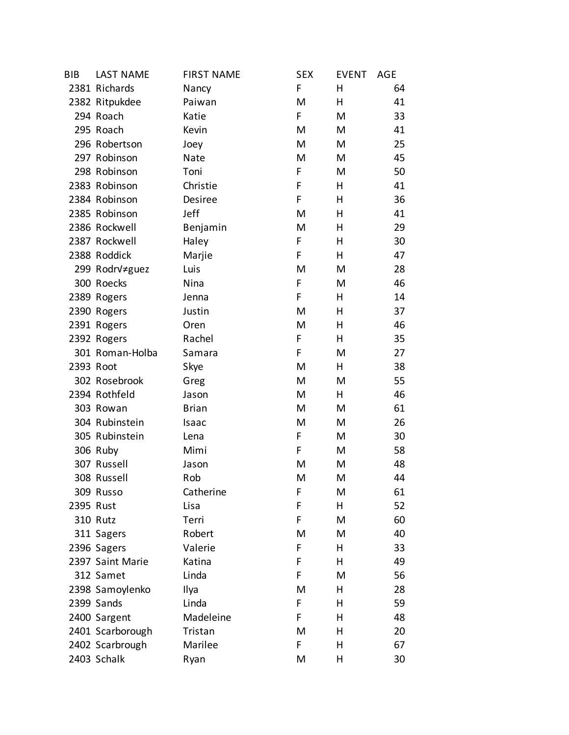| BIB | LAST NAME | FIRST NAME | SEX | EVENT | AGE |
|---|---|---|---|---|---|
| 2381 | Richards | Nancy | F | H | 64 |
| 2382 | Ritpukdee | Paiwan | M | H | 41 |
| 294 | Roach | Katie | F | M | 33 |
| 295 | Roach | Kevin | M | M | 41 |
| 296 | Robertson | Joey | M | M | 25 |
| 297 | Robinson | Nate | M | M | 45 |
| 298 | Robinson | Toni | F | M | 50 |
| 2383 | Robinson | Christie | F | H | 41 |
| 2384 | Robinson | Desiree | F | H | 36 |
| 2385 | Robinson | Jeff | M | H | 41 |
| 2386 | Rockwell | Benjamin | M | H | 29 |
| 2387 | Rockwell | Haley | F | H | 30 |
| 2388 | Roddick | Marjie | F | H | 47 |
| 299 | Rodr√≠guez | Luis | M | M | 28 |
| 300 | Roecks | Nina | F | M | 46 |
| 2389 | Rogers | Jenna | F | H | 14 |
| 2390 | Rogers | Justin | M | H | 37 |
| 2391 | Rogers | Oren | M | H | 46 |
| 2392 | Rogers | Rachel | F | H | 35 |
| 301 | Roman-Holba | Samara | F | M | 27 |
| 2393 | Root | Skye | M | H | 38 |
| 302 | Rosebrook | Greg | M | M | 55 |
| 2394 | Rothfeld | Jason | M | H | 46 |
| 303 | Rowan | Brian | M | M | 61 |
| 304 | Rubinstein | Isaac | M | M | 26 |
| 305 | Rubinstein | Lena | F | M | 30 |
| 306 | Ruby | Mimi | F | M | 58 |
| 307 | Russell | Jason | M | M | 48 |
| 308 | Russell | Rob | M | M | 44 |
| 309 | Russo | Catherine | F | M | 61 |
| 2395 | Rust | Lisa | F | H | 52 |
| 310 | Rutz | Terri | F | M | 60 |
| 311 | Sagers | Robert | M | M | 40 |
| 2396 | Sagers | Valerie | F | H | 33 |
| 2397 | Saint Marie | Katina | F | H | 49 |
| 312 | Samet | Linda | F | M | 56 |
| 2398 | Samoylenko | Ilya | M | H | 28 |
| 2399 | Sands | Linda | F | H | 59 |
| 2400 | Sargent | Madeleine | F | H | 48 |
| 2401 | Scarborough | Tristan | M | H | 20 |
| 2402 | Scarbrough | Marilee | F | H | 67 |
| 2403 | Schalk | Ryan | M | H | 30 |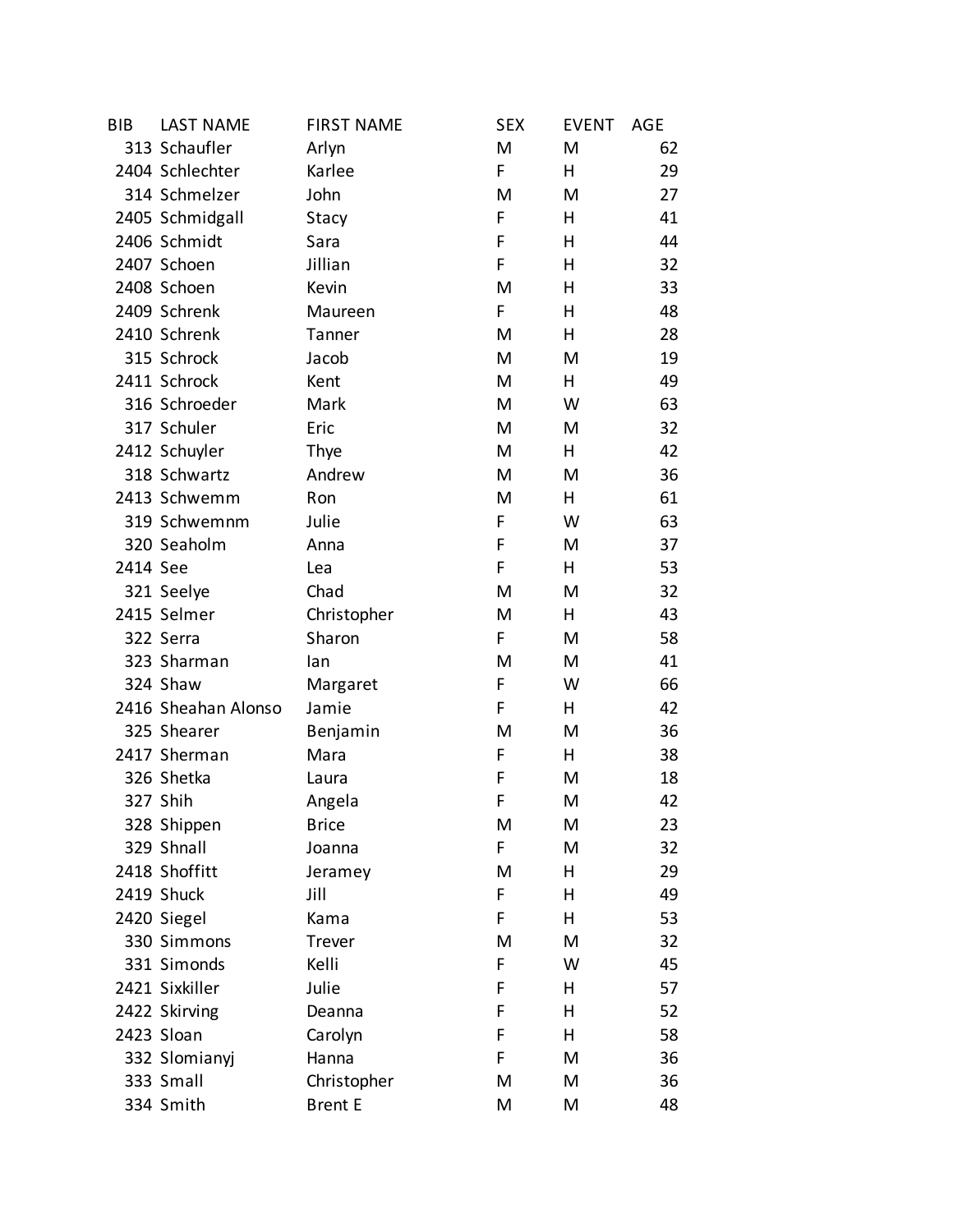| BIB | LAST NAME | FIRST NAME | SEX | EVENT | AGE |
|---|---|---|---|---|---|
| 313 | Schaufler | Arlyn | M | M | 62 |
| 2404 | Schlechter | Karlee | F | H | 29 |
| 314 | Schmelzer | John | M | M | 27 |
| 2405 | Schmidgall | Stacy | F | H | 41 |
| 2406 | Schmidt | Sara | F | H | 44 |
| 2407 | Schoen | Jillian | F | H | 32 |
| 2408 | Schoen | Kevin | M | H | 33 |
| 2409 | Schrenk | Maureen | F | H | 48 |
| 2410 | Schrenk | Tanner | M | H | 28 |
| 315 | Schrock | Jacob | M | M | 19 |
| 2411 | Schrock | Kent | M | H | 49 |
| 316 | Schroeder | Mark | M | W | 63 |
| 317 | Schuler | Eric | M | M | 32 |
| 2412 | Schuyler | Thye | M | H | 42 |
| 318 | Schwartz | Andrew | M | M | 36 |
| 2413 | Schwemm | Ron | M | H | 61 |
| 319 | Schwemnm | Julie | F | W | 63 |
| 320 | Seaholm | Anna | F | M | 37 |
| 2414 | See | Lea | F | H | 53 |
| 321 | Seelye | Chad | M | M | 32 |
| 2415 | Selmer | Christopher | M | H | 43 |
| 322 | Serra | Sharon | F | M | 58 |
| 323 | Sharman | Ian | M | M | 41 |
| 324 | Shaw | Margaret | F | W | 66 |
| 2416 | Sheahan Alonso | Jamie | F | H | 42 |
| 325 | Shearer | Benjamin | M | M | 36 |
| 2417 | Sherman | Mara | F | H | 38 |
| 326 | Shetka | Laura | F | M | 18 |
| 327 | Shih | Angela | F | M | 42 |
| 328 | Shippen | Brice | M | M | 23 |
| 329 | Shnall | Joanna | F | M | 32 |
| 2418 | Shoffitt | Jeramey | M | H | 29 |
| 2419 | Shuck | Jill | F | H | 49 |
| 2420 | Siegel | Kama | F | H | 53 |
| 330 | Simmons | Trever | M | M | 32 |
| 331 | Simonds | Kelli | F | W | 45 |
| 2421 | Sixkiller | Julie | F | H | 57 |
| 2422 | Skirving | Deanna | F | H | 52 |
| 2423 | Sloan | Carolyn | F | H | 58 |
| 332 | Slomianyj | Hanna | F | M | 36 |
| 333 | Small | Christopher | M | M | 36 |
| 334 | Smith | Brent E | M | M | 48 |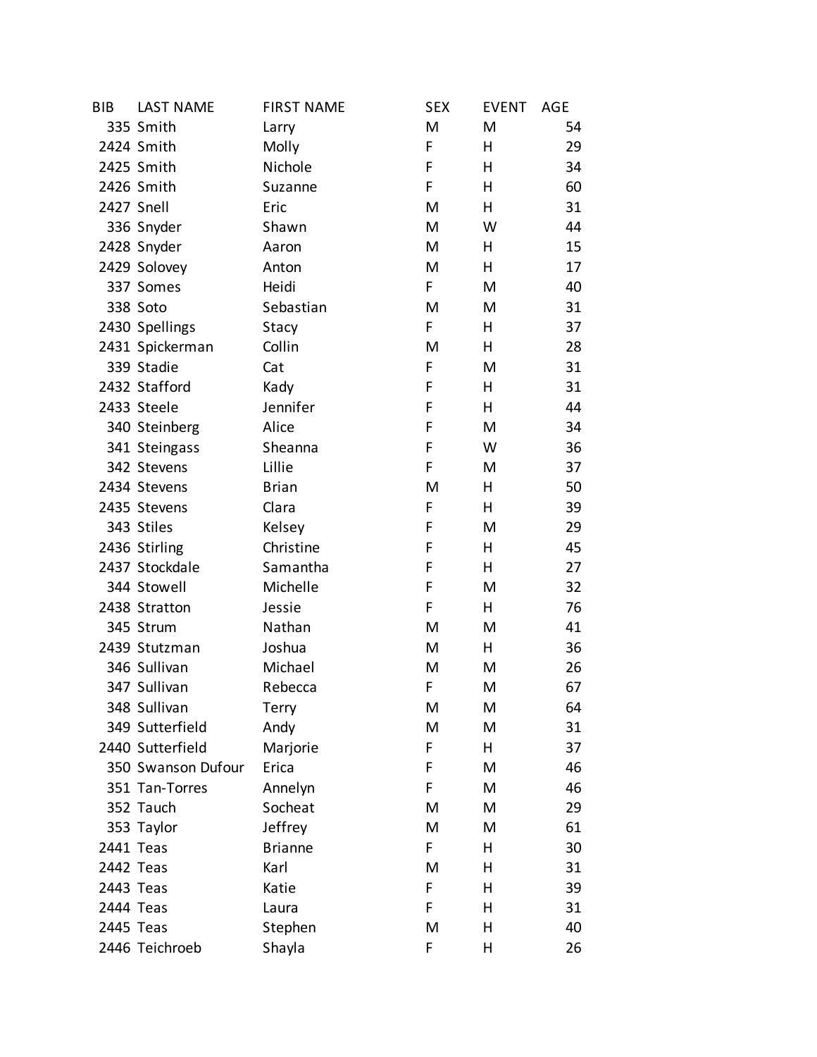| BIB | LAST NAME | FIRST NAME | SEX | EVENT | AGE |
|---|---|---|---|---|---|
| 335 | Smith | Larry | M | M | 54 |
| 2424 | Smith | Molly | F | H | 29 |
| 2425 | Smith | Nichole | F | H | 34 |
| 2426 | Smith | Suzanne | F | H | 60 |
| 2427 | Snell | Eric | M | H | 31 |
| 336 | Snyder | Shawn | M | W | 44 |
| 2428 | Snyder | Aaron | M | H | 15 |
| 2429 | Solovey | Anton | M | H | 17 |
| 337 | Somes | Heidi | F | M | 40 |
| 338 | Soto | Sebastian | M | M | 31 |
| 2430 | Spellings | Stacy | F | H | 37 |
| 2431 | Spickerman | Collin | M | H | 28 |
| 339 | Stadie | Cat | F | M | 31 |
| 2432 | Stafford | Kady | F | H | 31 |
| 2433 | Steele | Jennifer | F | H | 44 |
| 340 | Steinberg | Alice | F | M | 34 |
| 341 | Steingass | Sheanna | F | W | 36 |
| 342 | Stevens | Lillie | F | M | 37 |
| 2434 | Stevens | Brian | M | H | 50 |
| 2435 | Stevens | Clara | F | H | 39 |
| 343 | Stiles | Kelsey | F | M | 29 |
| 2436 | Stirling | Christine | F | H | 45 |
| 2437 | Stockdale | Samantha | F | H | 27 |
| 344 | Stowell | Michelle | F | M | 32 |
| 2438 | Stratton | Jessie | F | H | 76 |
| 345 | Strum | Nathan | M | M | 41 |
| 2439 | Stutzman | Joshua | M | H | 36 |
| 346 | Sullivan | Michael | M | M | 26 |
| 347 | Sullivan | Rebecca | F | M | 67 |
| 348 | Sullivan | Terry | M | M | 64 |
| 349 | Sutterfield | Andy | M | M | 31 |
| 2440 | Sutterfield | Marjorie | F | H | 37 |
| 350 | Swanson Dufour | Erica | F | M | 46 |
| 351 | Tan-Torres | Annelyn | F | M | 46 |
| 352 | Tauch | Socheat | M | M | 29 |
| 353 | Taylor | Jeffrey | M | M | 61 |
| 2441 | Teas | Brianne | F | H | 30 |
| 2442 | Teas | Karl | M | H | 31 |
| 2443 | Teas | Katie | F | H | 39 |
| 2444 | Teas | Laura | F | H | 31 |
| 2445 | Teas | Stephen | M | H | 40 |
| 2446 | Teichroeb | Shayla | F | H | 26 |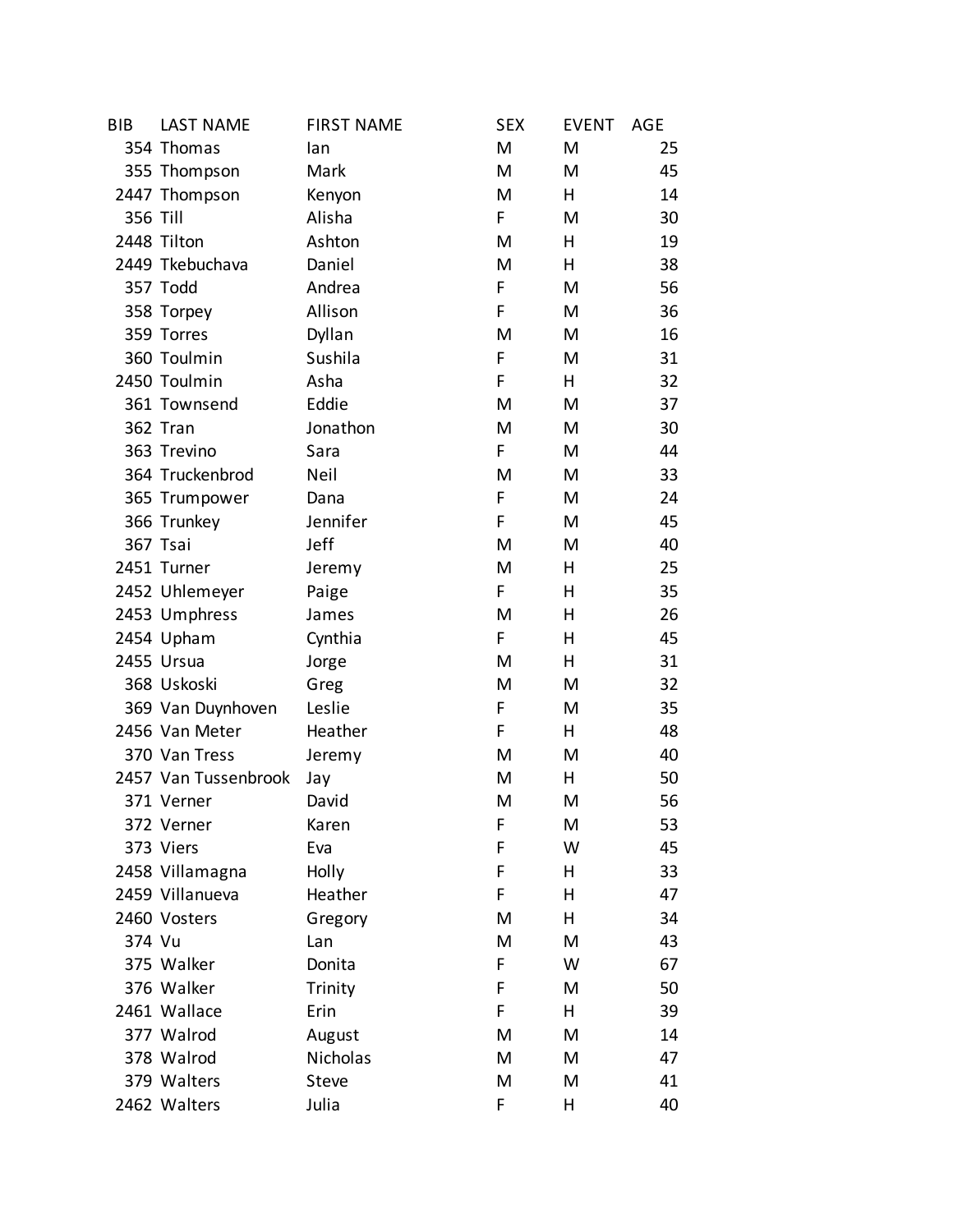| BIB | LAST NAME | FIRST NAME | SEX | EVENT | AGE |
|---|---|---|---|---|---|
| 354 | Thomas | Ian | M | M | 25 |
| 355 | Thompson | Mark | M | M | 45 |
| 2447 | Thompson | Kenyon | M | H | 14 |
| 356 | Till | Alisha | F | M | 30 |
| 2448 | Tilton | Ashton | M | H | 19 |
| 2449 | Tkebuchava | Daniel | M | H | 38 |
| 357 | Todd | Andrea | F | M | 56 |
| 358 | Torpey | Allison | F | M | 36 |
| 359 | Torres | Dyllan | M | M | 16 |
| 360 | Toulmin | Sushila | F | M | 31 |
| 2450 | Toulmin | Asha | F | H | 32 |
| 361 | Townsend | Eddie | M | M | 37 |
| 362 | Tran | Jonathon | M | M | 30 |
| 363 | Trevino | Sara | F | M | 44 |
| 364 | Truckenbrod | Neil | M | M | 33 |
| 365 | Trumpower | Dana | F | M | 24 |
| 366 | Trunkey | Jennifer | F | M | 45 |
| 367 | Tsai | Jeff | M | M | 40 |
| 2451 | Turner | Jeremy | M | H | 25 |
| 2452 | Uhlemeyer | Paige | F | H | 35 |
| 2453 | Umphress | James | M | H | 26 |
| 2454 | Upham | Cynthia | F | H | 45 |
| 2455 | Ursua | Jorge | M | H | 31 |
| 368 | Uskoski | Greg | M | M | 32 |
| 369 | Van Duynhoven | Leslie | F | M | 35 |
| 2456 | Van Meter | Heather | F | H | 48 |
| 370 | Van Tress | Jeremy | M | M | 40 |
| 2457 | Van Tussenbrook | Jay | M | H | 50 |
| 371 | Verner | David | M | M | 56 |
| 372 | Verner | Karen | F | M | 53 |
| 373 | Viers | Eva | F | W | 45 |
| 2458 | Villamagna | Holly | F | H | 33 |
| 2459 | Villanueva | Heather | F | H | 47 |
| 2460 | Vosters | Gregory | M | H | 34 |
| 374 | Vu | Lan | M | M | 43 |
| 375 | Walker | Donita | F | W | 67 |
| 376 | Walker | Trinity | F | M | 50 |
| 2461 | Wallace | Erin | F | H | 39 |
| 377 | Walrod | August | M | M | 14 |
| 378 | Walrod | Nicholas | M | M | 47 |
| 379 | Walters | Steve | M | M | 41 |
| 2462 | Walters | Julia | F | H | 40 |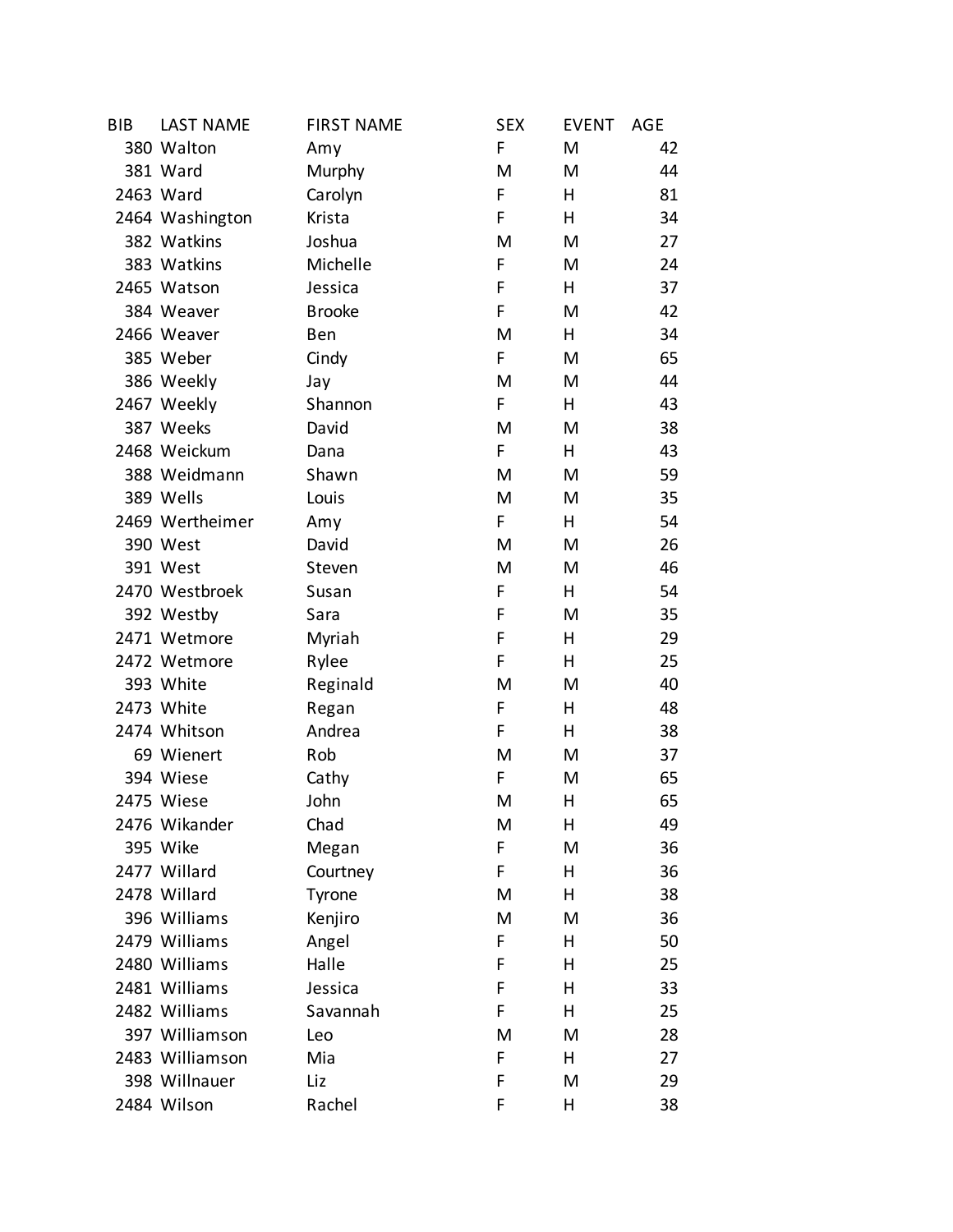| BIB | LAST NAME | FIRST NAME | SEX | EVENT | AGE |
|---|---|---|---|---|---|
| 380 | Walton | Amy | F | M | 42 |
| 381 | Ward | Murphy | M | M | 44 |
| 2463 | Ward | Carolyn | F | H | 81 |
| 2464 | Washington | Krista | F | H | 34 |
| 382 | Watkins | Joshua | M | M | 27 |
| 383 | Watkins | Michelle | F | M | 24 |
| 2465 | Watson | Jessica | F | H | 37 |
| 384 | Weaver | Brooke | F | M | 42 |
| 2466 | Weaver | Ben | M | H | 34 |
| 385 | Weber | Cindy | F | M | 65 |
| 386 | Weekly | Jay | M | M | 44 |
| 2467 | Weekly | Shannon | F | H | 43 |
| 387 | Weeks | David | M | M | 38 |
| 2468 | Weickum | Dana | F | H | 43 |
| 388 | Weidmann | Shawn | M | M | 59 |
| 389 | Wells | Louis | M | M | 35 |
| 2469 | Wertheimer | Amy | F | H | 54 |
| 390 | West | David | M | M | 26 |
| 391 | West | Steven | M | M | 46 |
| 2470 | Westbroek | Susan | F | H | 54 |
| 392 | Westby | Sara | F | M | 35 |
| 2471 | Wetmore | Myriah | F | H | 29 |
| 2472 | Wetmore | Rylee | F | H | 25 |
| 393 | White | Reginald | M | M | 40 |
| 2473 | White | Regan | F | H | 48 |
| 2474 | Whitson | Andrea | F | H | 38 |
| 69 | Wienert | Rob | M | M | 37 |
| 394 | Wiese | Cathy | F | M | 65 |
| 2475 | Wiese | John | M | H | 65 |
| 2476 | Wikander | Chad | M | H | 49 |
| 395 | Wike | Megan | F | M | 36 |
| 2477 | Willard | Courtney | F | H | 36 |
| 2478 | Willard | Tyrone | M | H | 38 |
| 396 | Williams | Kenjiro | M | M | 36 |
| 2479 | Williams | Angel | F | H | 50 |
| 2480 | Williams | Halle | F | H | 25 |
| 2481 | Williams | Jessica | F | H | 33 |
| 2482 | Williams | Savannah | F | H | 25 |
| 397 | Williamson | Leo | M | M | 28 |
| 2483 | Williamson | Mia | F | H | 27 |
| 398 | Willnauer | Liz | F | M | 29 |
| 2484 | Wilson | Rachel | F | H | 38 |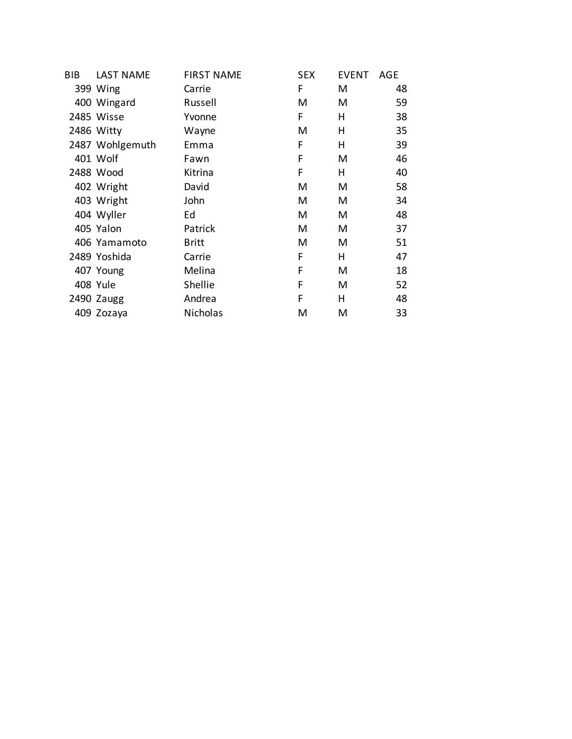| BIB | LAST NAME | FIRST NAME | SEX | EVENT | AGE |
|---|---|---|---|---|---|
| 399 | Wing | Carrie | F | M | 48 |
| 400 | Wingard | Russell | M | M | 59 |
| 2485 | Wisse | Yvonne | F | H | 38 |
| 2486 | Witty | Wayne | M | H | 35 |
| 2487 | Wohlgemuth | Emma | F | H | 39 |
| 401 | Wolf | Fawn | F | M | 46 |
| 2488 | Wood | Kitrina | F | H | 40 |
| 402 | Wright | David | M | M | 58 |
| 403 | Wright | John | M | M | 34 |
| 404 | Wyller | Ed | M | M | 48 |
| 405 | Yalon | Patrick | M | M | 37 |
| 406 | Yamamoto | Britt | M | M | 51 |
| 2489 | Yoshida | Carrie | F | H | 47 |
| 407 | Young | Melina | F | M | 18 |
| 408 | Yule | Shellie | F | M | 52 |
| 2490 | Zaugg | Andrea | F | H | 48 |
| 409 | Zozaya | Nicholas | M | M | 33 |